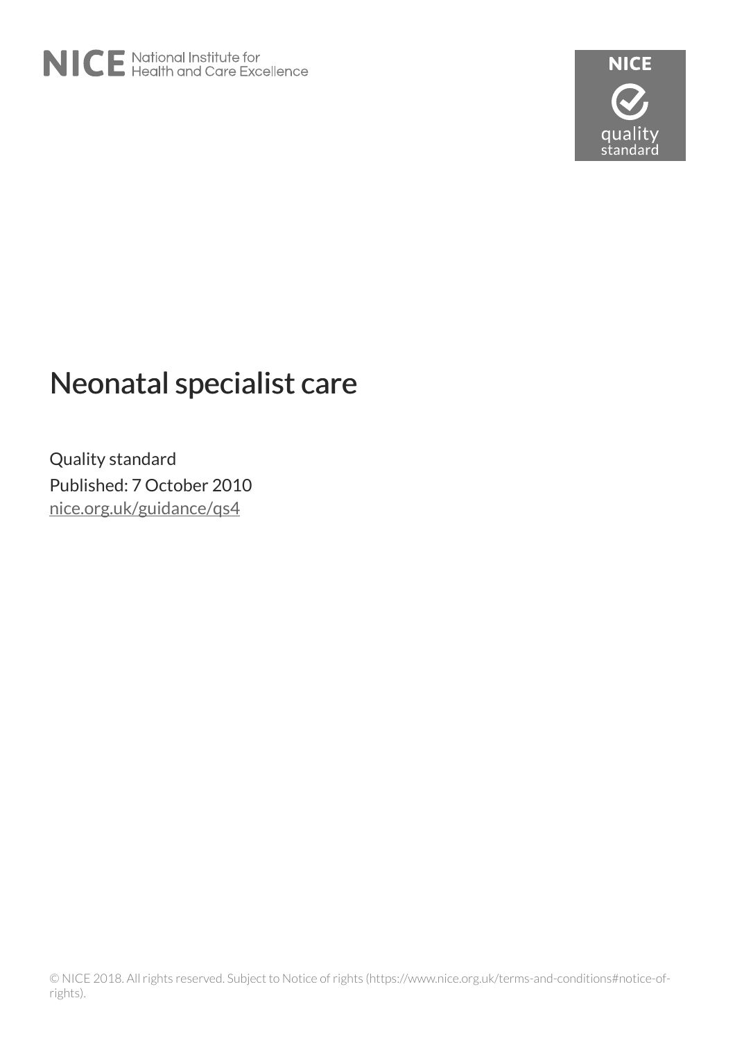NICE National Institute for Health and Care Excellence

# Neonatal specialist care

Quality standard

Published: 7 October 2010

nice.org.uk/guidance/qs4

© NICE 2018. All rights reserved. Subject to Notice of rights (https://www.nice.org.uk/terms-and-conditions#notice-of-rights).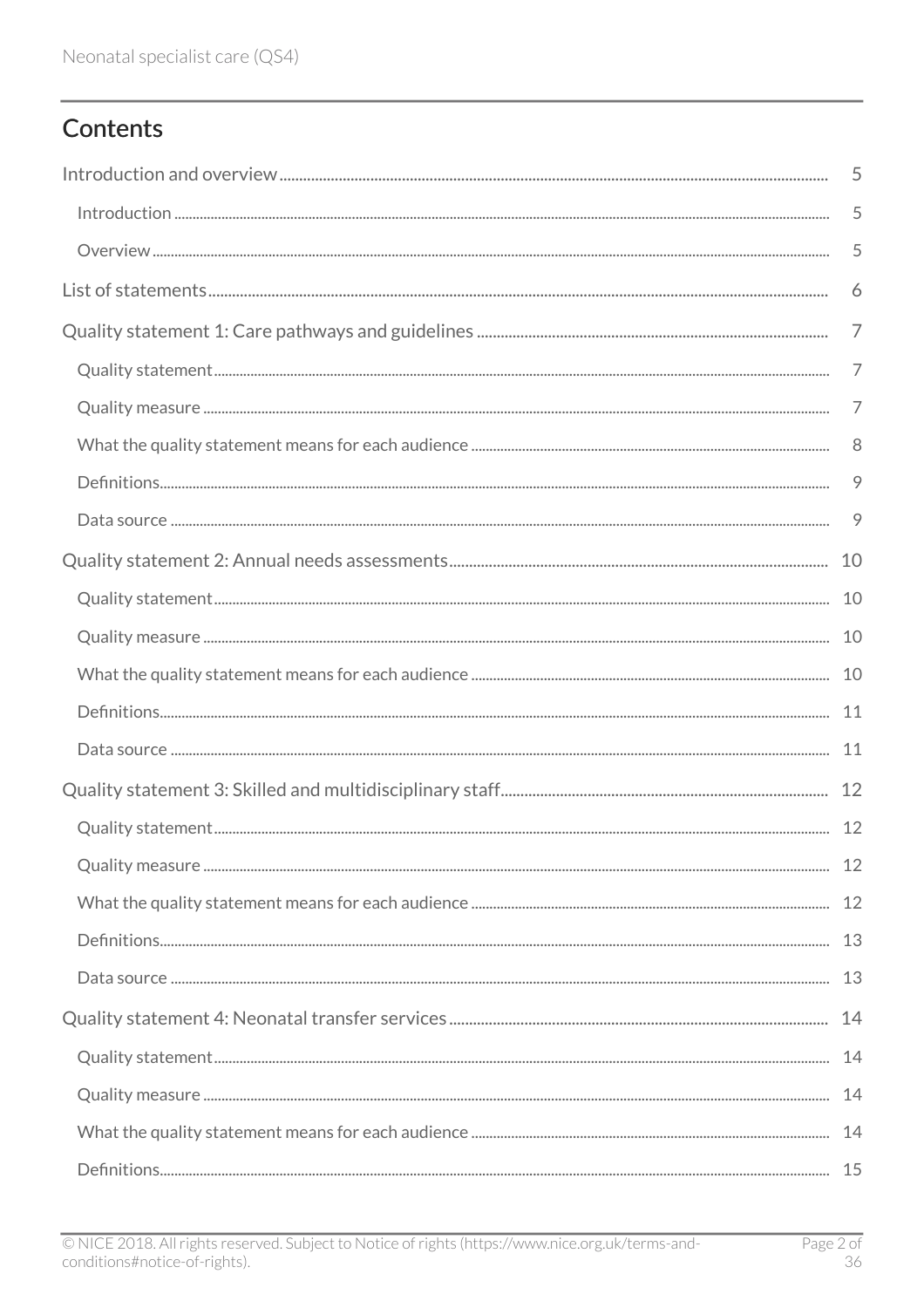## Contents

Introduction and overview ... 5

- Introduction ... 5
- Overview ... 5

List of statements ... 6

Quality statement 1: Care pathways and guidelines ... 7

- Quality statement ... 7
- Quality measure ... 7
- What the quality statement means for each audience ... 8
- Definitions ... 9
- Data source ... 9

Quality statement 2: Annual needs assessments ... 10

- Quality statement ... 10
- Quality measure ... 10
- What the quality statement means for each audience ... 10
- Definitions ... 11
- Data source ... 11

Quality statement 3: Skilled and multidisciplinary staff ... 12

- Quality statement ... 12
- Quality measure ... 12
- What the quality statement means for each audience ... 12
- Definitions ... 13
- Data source ... 13

Quality statement 4: Neonatal transfer services ... 14

- Quality statement ... 14
- Quality measure ... 14
- What the quality statement means for each audience ... 14
- Definitions ... 15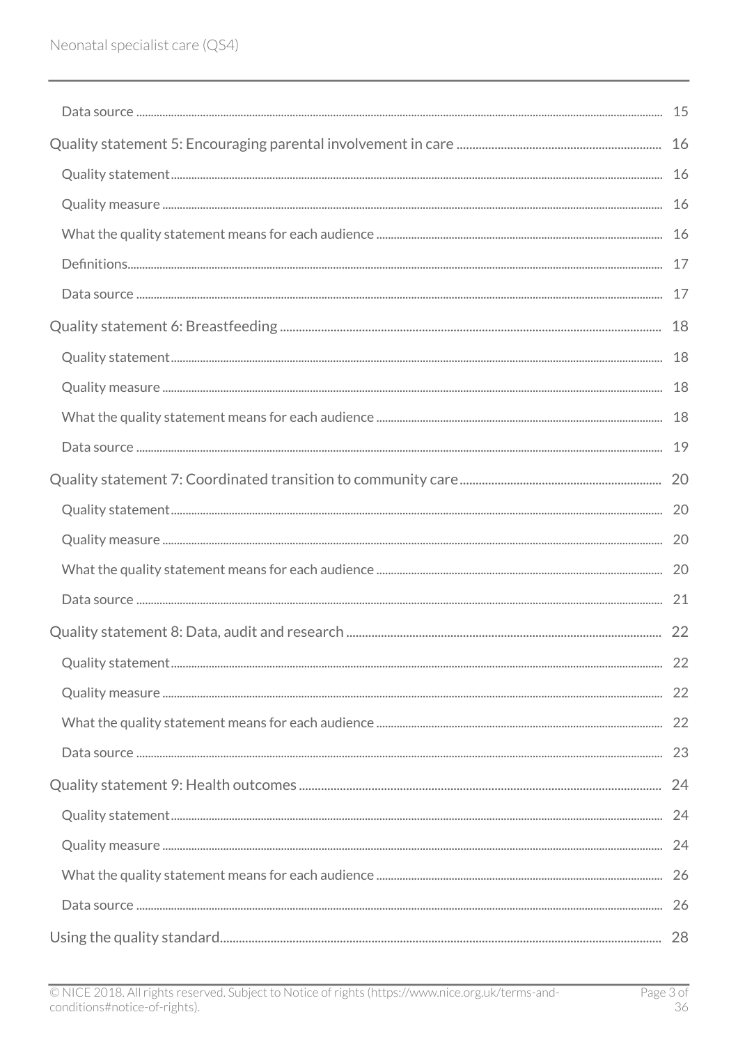Data source ........ 15

Quality statement 5: Encouraging parental involvement in care ........ 16

Quality statement ........ 16

Quality measure ........ 16

What the quality statement means for each audience ........ 16

Definitions ........ 17

Data source ........ 17

Quality statement 6: Breastfeeding ........ 18

Quality statement ........ 18

Quality measure ........ 18

What the quality statement means for each audience ........ 18

Data source ........ 19

Quality statement 7: Coordinated transition to community care ........ 20

Quality statement ........ 20

Quality measure ........ 20

What the quality statement means for each audience ........ 20

Data source ........ 21

Quality statement 8: Data, audit and research ........ 22

Quality statement ........ 22

Quality measure ........ 22

What the quality statement means for each audience ........ 22

Data source ........ 23

Quality statement 9: Health outcomes ........ 24

Quality statement ........ 24

Quality measure ........ 24

What the quality statement means for each audience ........ 26

Data source ........ 26

Using the quality standard ........ 28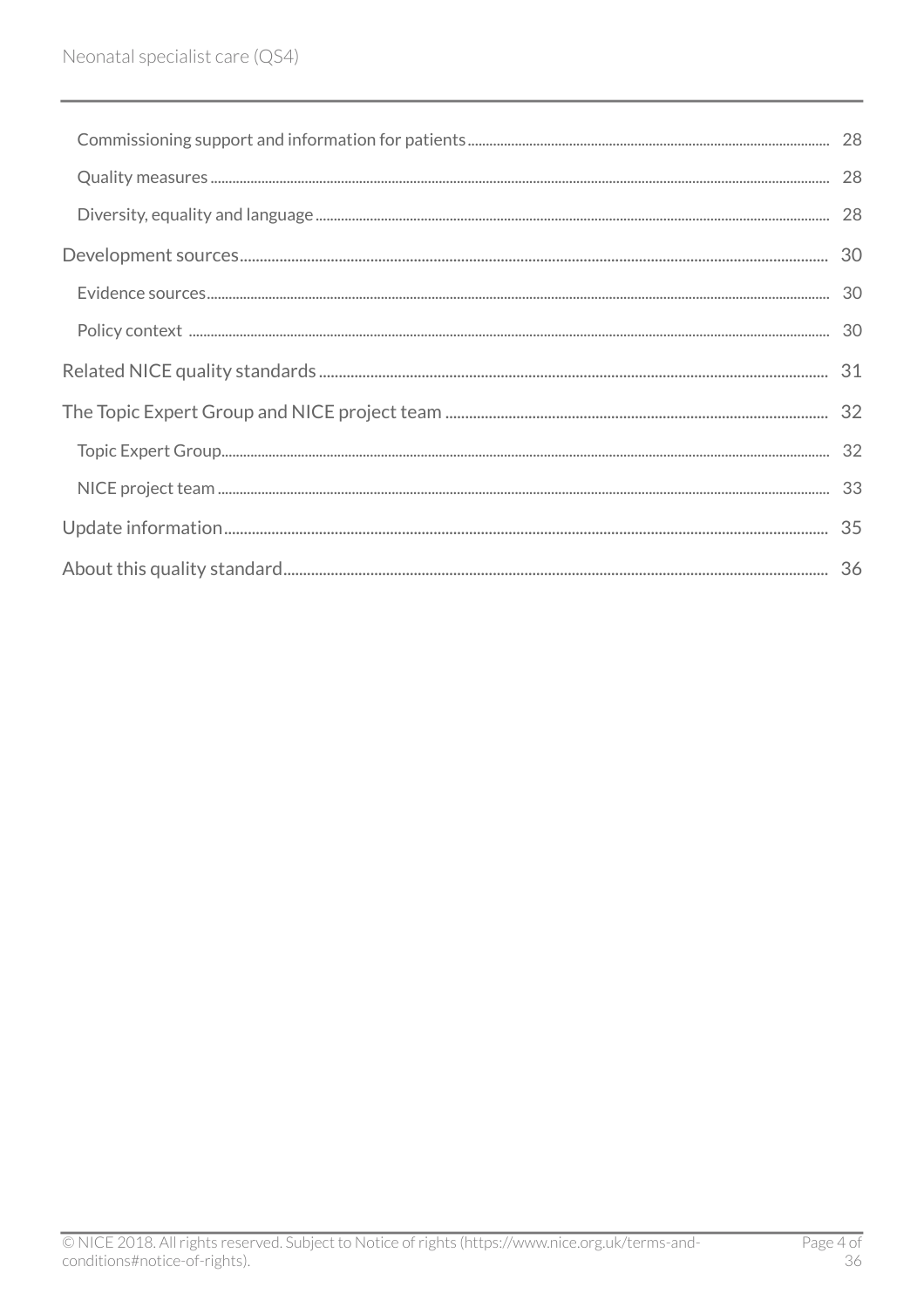- Commissioning support and information for patients .... 28
- Quality measures .... 28
- Diversity, equality and language .... 28

Development sources .... 30

- Evidence sources .... 30
- Policy context .... 30

Related NICE quality standards .... 31

The Topic Expert Group and NICE project team .... 32

- Topic Expert Group .... 32
- NICE project team .... 33

Update information .... 35

About this quality standard .... 36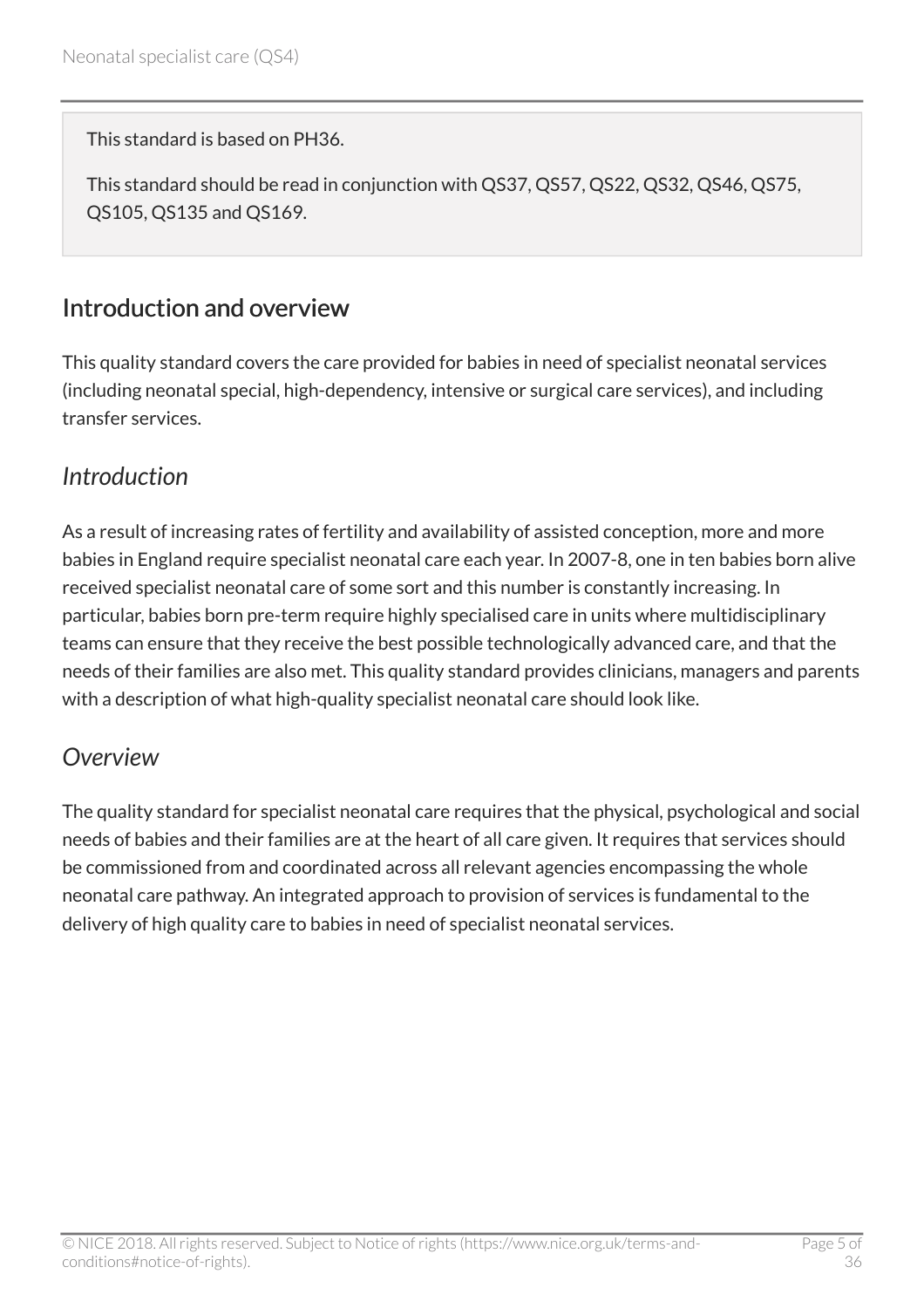This standard is based on PH36.

This standard should be read in conjunction with QS37, QS57, QS22, QS32, QS46, QS75, QS105, QS135 and QS169.

## Introduction and overview

This quality standard covers the care provided for babies in need of specialist neonatal services (including neonatal special, high-dependency, intensive or surgical care services), and including transfer services.

### *Introduction*

As a result of increasing rates of fertility and availability of assisted conception, more and more babies in England require specialist neonatal care each year. In 2007-8, one in ten babies born alive received specialist neonatal care of some sort and this number is constantly increasing. In particular, babies born pre-term require highly specialised care in units where multidisciplinary teams can ensure that they receive the best possible technologically advanced care, and that the needs of their families are also met. This quality standard provides clinicians, managers and parents with a description of what high-quality specialist neonatal care should look like.

### *Overview*

The quality standard for specialist neonatal care requires that the physical, psychological and social needs of babies and their families are at the heart of all care given. It requires that services should be commissioned from and coordinated across all relevant agencies encompassing the whole neonatal care pathway. An integrated approach to provision of services is fundamental to the delivery of high quality care to babies in need of specialist neonatal services.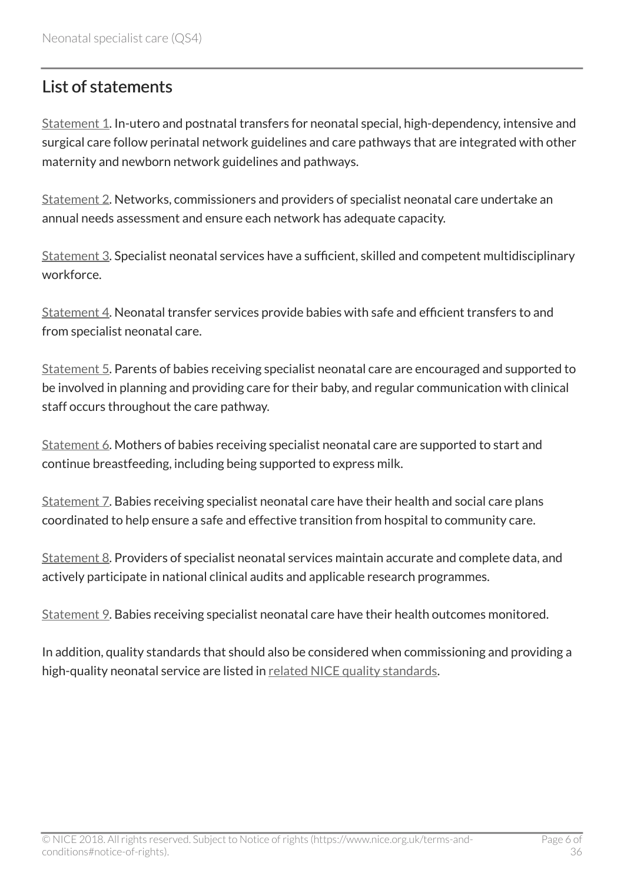## List of statements

Statement 1. In-utero and postnatal transfers for neonatal special, high-dependency, intensive and surgical care follow perinatal network guidelines and care pathways that are integrated with other maternity and newborn network guidelines and pathways.

Statement 2. Networks, commissioners and providers of specialist neonatal care undertake an annual needs assessment and ensure each network has adequate capacity.

Statement 3. Specialist neonatal services have a sufficient, skilled and competent multidisciplinary workforce.

Statement 4. Neonatal transfer services provide babies with safe and efficient transfers to and from specialist neonatal care.

Statement 5. Parents of babies receiving specialist neonatal care are encouraged and supported to be involved in planning and providing care for their baby, and regular communication with clinical staff occurs throughout the care pathway.

Statement 6. Mothers of babies receiving specialist neonatal care are supported to start and continue breastfeeding, including being supported to express milk.

Statement 7. Babies receiving specialist neonatal care have their health and social care plans coordinated to help ensure a safe and effective transition from hospital to community care.

Statement 8. Providers of specialist neonatal services maintain accurate and complete data, and actively participate in national clinical audits and applicable research programmes.

Statement 9. Babies receiving specialist neonatal care have their health outcomes monitored.

In addition, quality standards that should also be considered when commissioning and providing a high-quality neonatal service are listed in related NICE quality standards.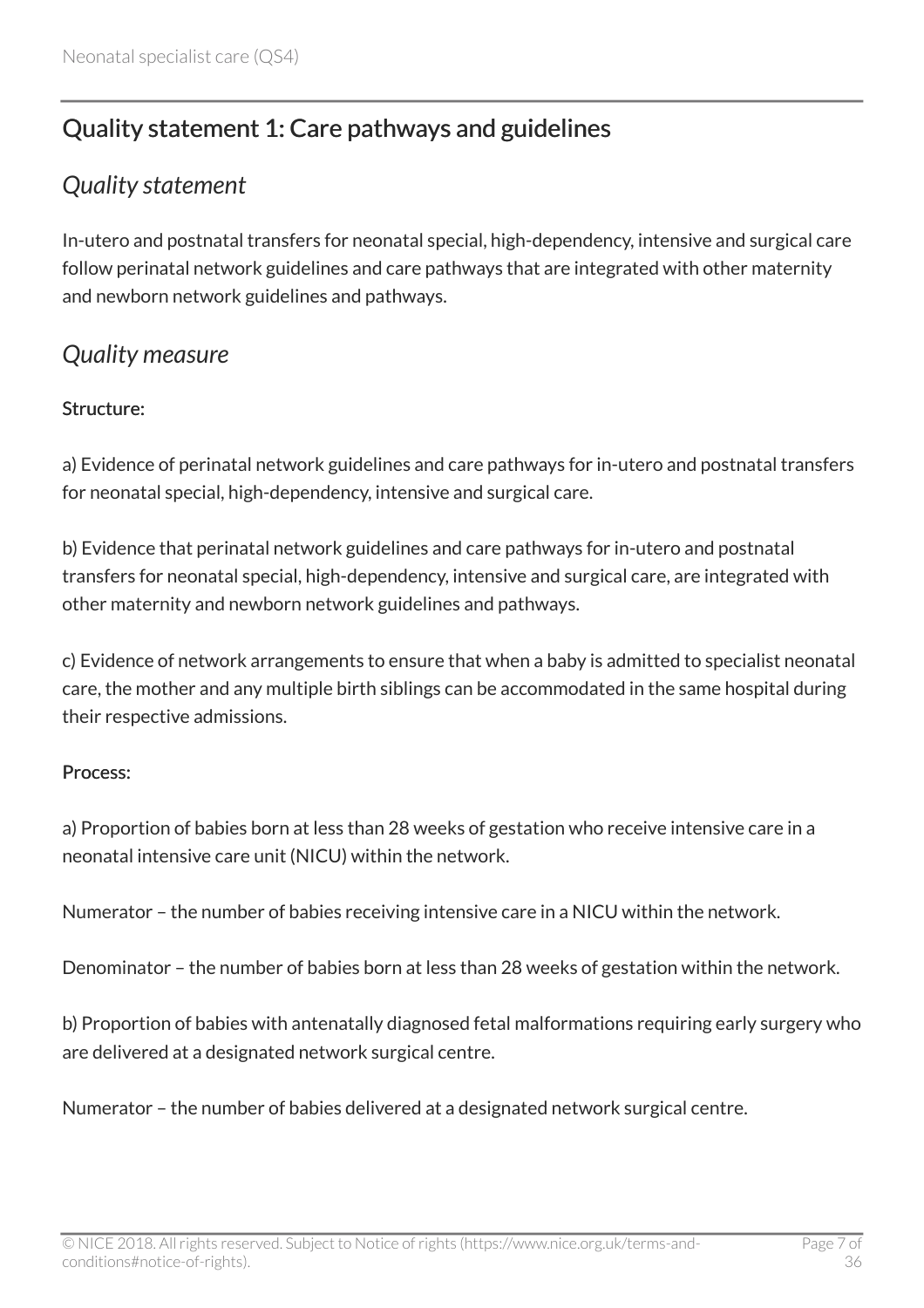## Quality statement 1: Care pathways and guidelines

### *Quality statement*

In-utero and postnatal transfers for neonatal special, high-dependency, intensive and surgical care follow perinatal network guidelines and care pathways that are integrated with other maternity and newborn network guidelines and pathways.

### *Quality measure*

Structure:

a) Evidence of perinatal network guidelines and care pathways for in-utero and postnatal transfers for neonatal special, high-dependency, intensive and surgical care.

b) Evidence that perinatal network guidelines and care pathways for in-utero and postnatal transfers for neonatal special, high-dependency, intensive and surgical care, are integrated with other maternity and newborn network guidelines and pathways.

c) Evidence of network arrangements to ensure that when a baby is admitted to specialist neonatal care, the mother and any multiple birth siblings can be accommodated in the same hospital during their respective admissions.

Process:

a) Proportion of babies born at less than 28 weeks of gestation who receive intensive care in a neonatal intensive care unit (NICU) within the network.

Numerator – the number of babies receiving intensive care in a NICU within the network.

Denominator – the number of babies born at less than 28 weeks of gestation within the network.

b) Proportion of babies with antenatally diagnosed fetal malformations requiring early surgery who are delivered at a designated network surgical centre.

Numerator – the number of babies delivered at a designated network surgical centre.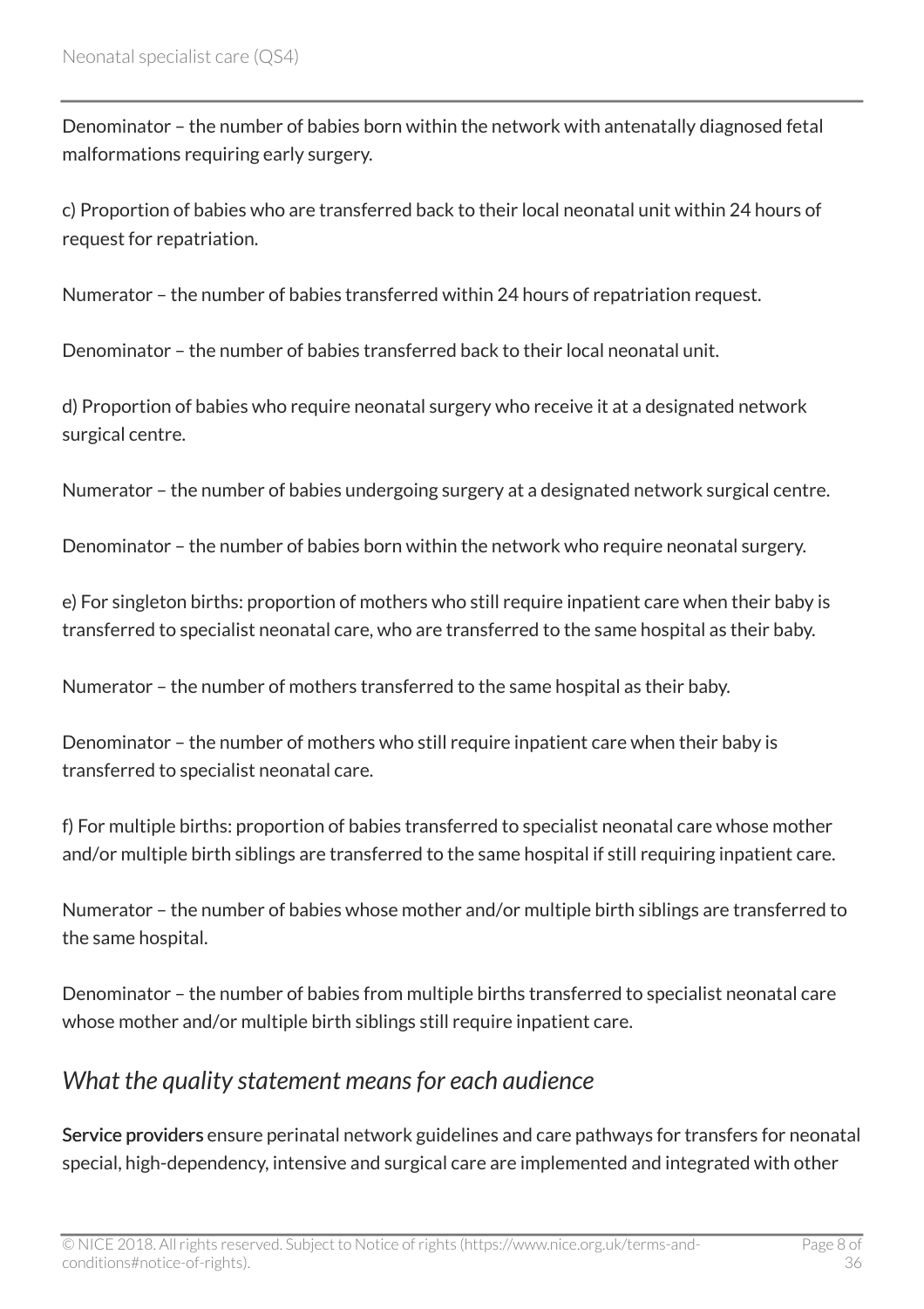Denominator – the number of babies born within the network with antenatally diagnosed fetal malformations requiring early surgery.

c) Proportion of babies who are transferred back to their local neonatal unit within 24 hours of request for repatriation.

Numerator – the number of babies transferred within 24 hours of repatriation request.

Denominator – the number of babies transferred back to their local neonatal unit.

d) Proportion of babies who require neonatal surgery who receive it at a designated network surgical centre.

Numerator – the number of babies undergoing surgery at a designated network surgical centre.

Denominator – the number of babies born within the network who require neonatal surgery.

e) For singleton births: proportion of mothers who still require inpatient care when their baby is transferred to specialist neonatal care, who are transferred to the same hospital as their baby.

Numerator – the number of mothers transferred to the same hospital as their baby.

Denominator – the number of mothers who still require inpatient care when their baby is transferred to specialist neonatal care.

f) For multiple births: proportion of babies transferred to specialist neonatal care whose mother and/or multiple birth siblings are transferred to the same hospital if still requiring inpatient care.

Numerator – the number of babies whose mother and/or multiple birth siblings are transferred to the same hospital.

Denominator – the number of babies from multiple births transferred to specialist neonatal care whose mother and/or multiple birth siblings still require inpatient care.

## *What the quality statement means for each audience*

**Service providers** ensure perinatal network guidelines and care pathways for transfers for neonatal special, high-dependency, intensive and surgical care are implemented and integrated with other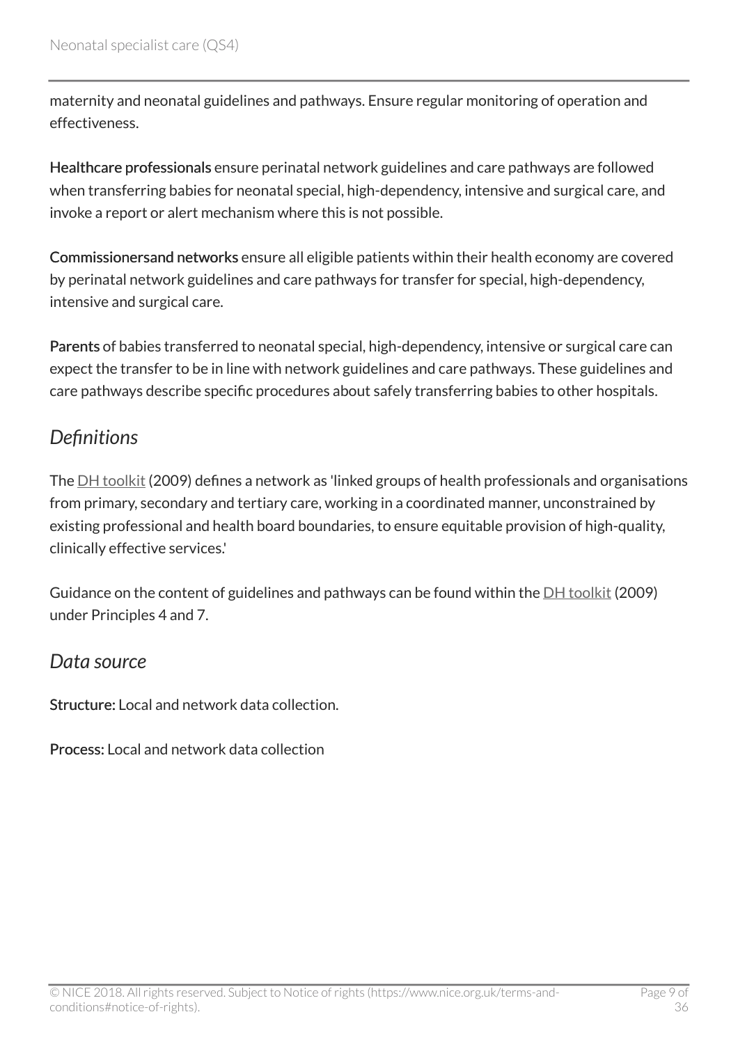maternity and neonatal guidelines and pathways. Ensure regular monitoring of operation and effectiveness.

**Healthcare professionals** ensure perinatal network guidelines and care pathways are followed when transferring babies for neonatal special, high-dependency, intensive and surgical care, and invoke a report or alert mechanism where this is not possible.

**Commissionersand networks** ensure all eligible patients within their health economy are covered by perinatal network guidelines and care pathways for transfer for special, high-dependency, intensive and surgical care.

**Parents** of babies transferred to neonatal special, high-dependency, intensive or surgical care can expect the transfer to be in line with network guidelines and care pathways. These guidelines and care pathways describe specific procedures about safely transferring babies to other hospitals.

## *Definitions*

The DH toolkit (2009) defines a network as 'linked groups of health professionals and organisations from primary, secondary and tertiary care, working in a coordinated manner, unconstrained by existing professional and health board boundaries, to ensure equitable provision of high-quality, clinically effective services.'

Guidance on the content of guidelines and pathways can be found within the DH toolkit (2009) under Principles 4 and 7.

## *Data source*

**Structure:** Local and network data collection.

**Process:** Local and network data collection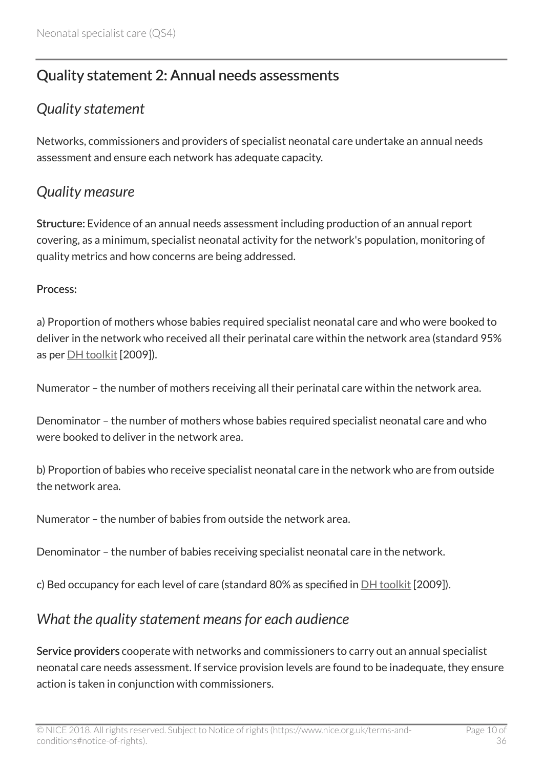## Quality statement 2: Annual needs assessments

### *Quality statement*

Networks, commissioners and providers of specialist neonatal care undertake an annual needs assessment and ensure each network has adequate capacity.

### *Quality measure*

**Structure:** Evidence of an annual needs assessment including production of an annual report covering, as a minimum, specialist neonatal activity for the network's population, monitoring of quality metrics and how concerns are being addressed.

**Process:**

a) Proportion of mothers whose babies required specialist neonatal care and who were booked to deliver in the network who received all their perinatal care within the network area (standard 95% as per DH toolkit [2009]).

Numerator – the number of mothers receiving all their perinatal care within the network area.

Denominator – the number of mothers whose babies required specialist neonatal care and who were booked to deliver in the network area.

b) Proportion of babies who receive specialist neonatal care in the network who are from outside the network area.

Numerator – the number of babies from outside the network area.

Denominator – the number of babies receiving specialist neonatal care in the network.

c) Bed occupancy for each level of care (standard 80% as specified in DH toolkit [2009]).

### *What the quality statement means for each audience*

**Service providers** cooperate with networks and commissioners to carry out an annual specialist neonatal care needs assessment. If service provision levels are found to be inadequate, they ensure action is taken in conjunction with commissioners.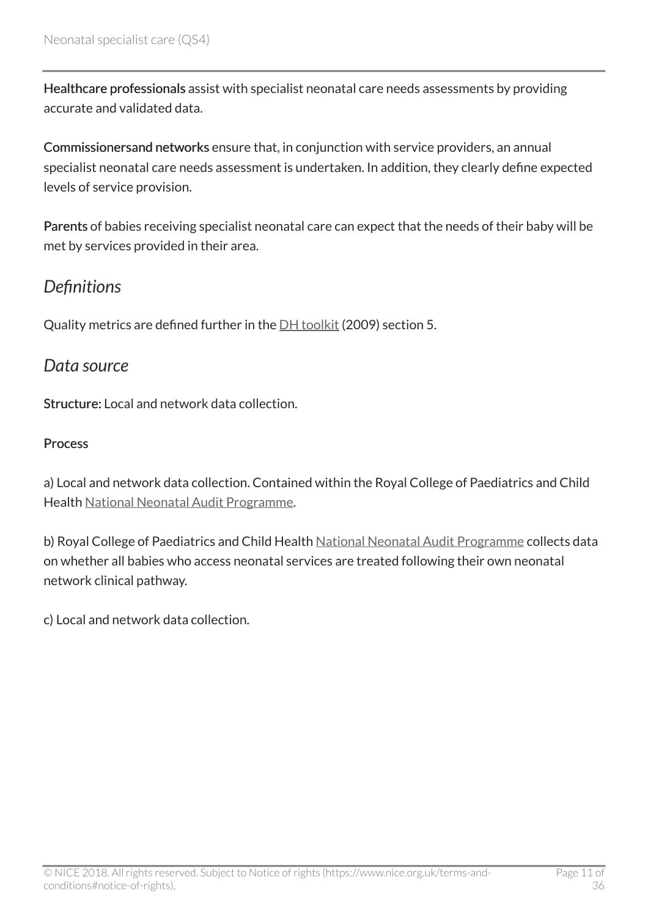**Healthcare professionals** assist with specialist neonatal care needs assessments by providing accurate and validated data.

**Commissionersand networks** ensure that, in conjunction with service providers, an annual specialist neonatal care needs assessment is undertaken. In addition, they clearly define expected levels of service provision.

**Parents** of babies receiving specialist neonatal care can expect that the needs of their baby will be met by services provided in their area.

## *Definitions*

Quality metrics are defined further in the DH toolkit (2009) section 5.

## *Data source*

**Structure:** Local and network data collection.

**Process**

a) Local and network data collection. Contained within the Royal College of Paediatrics and Child Health National Neonatal Audit Programme.

b) Royal College of Paediatrics and Child Health National Neonatal Audit Programme collects data on whether all babies who access neonatal services are treated following their own neonatal network clinical pathway.

c) Local and network data collection.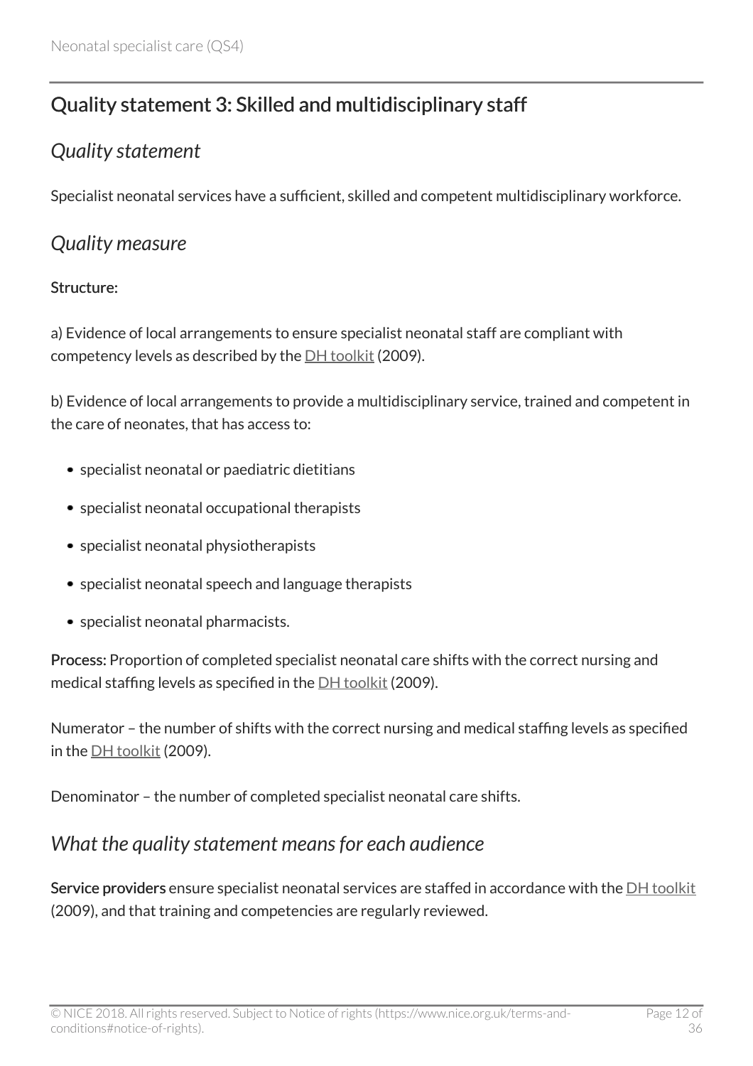## Quality statement 3: Skilled and multidisciplinary staff

### *Quality statement*

Specialist neonatal services have a sufficient, skilled and competent multidisciplinary workforce.

### *Quality measure*

**Structure:**

a) Evidence of local arrangements to ensure specialist neonatal staff are compliant with competency levels as described by the DH toolkit (2009).

b) Evidence of local arrangements to provide a multidisciplinary service, trained and competent in the care of neonates, that has access to:

- specialist neonatal or paediatric dietitians
- specialist neonatal occupational therapists
- specialist neonatal physiotherapists
- specialist neonatal speech and language therapists
- specialist neonatal pharmacists.

**Process:** Proportion of completed specialist neonatal care shifts with the correct nursing and medical staffing levels as specified in the DH toolkit (2009).

Numerator – the number of shifts with the correct nursing and medical staffing levels as specified in the DH toolkit (2009).

Denominator – the number of completed specialist neonatal care shifts.

### *What the quality statement means for each audience*

**Service providers** ensure specialist neonatal services are staffed in accordance with the DH toolkit (2009), and that training and competencies are regularly reviewed.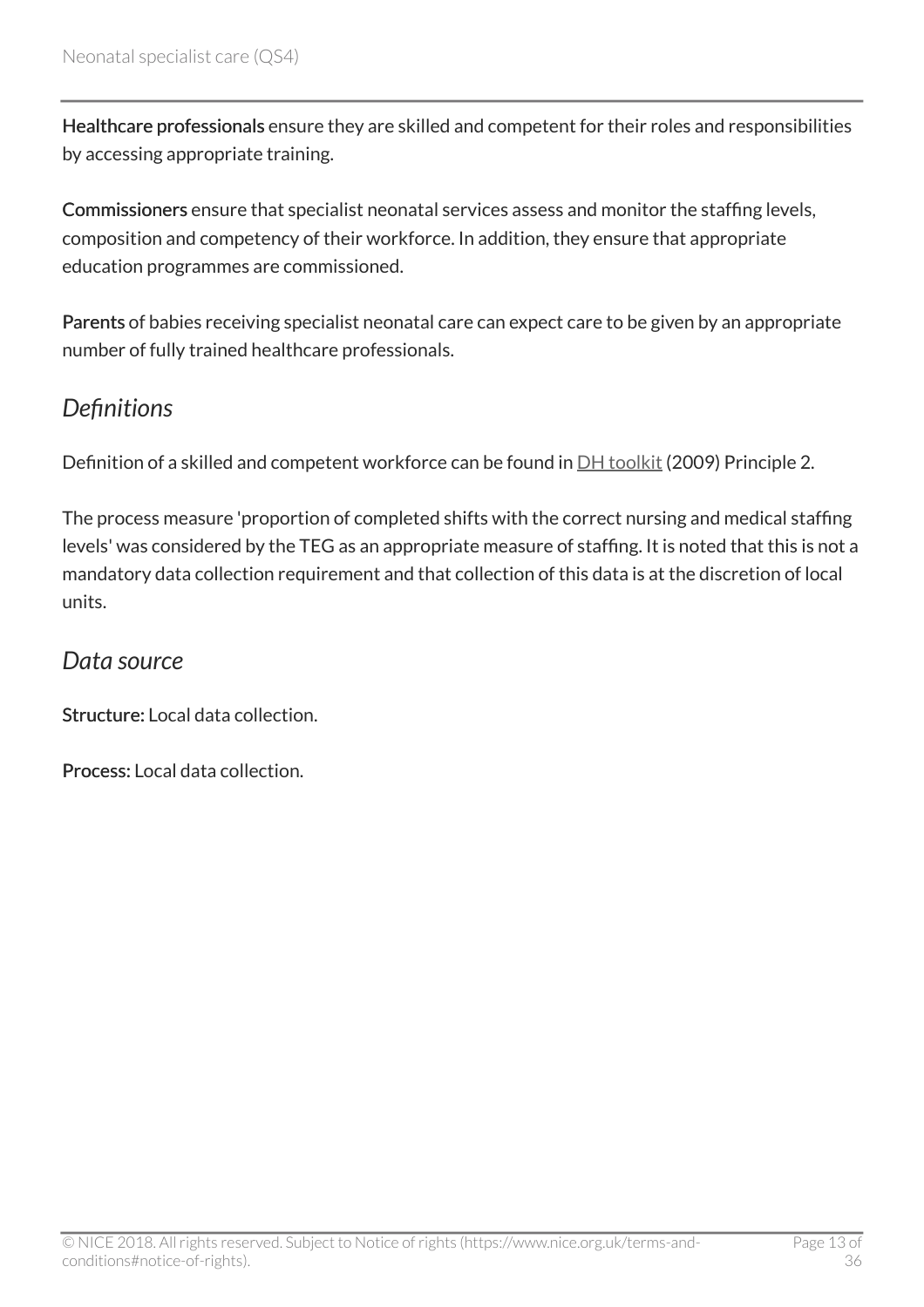**Healthcare professionals** ensure they are skilled and competent for their roles and responsibilities by accessing appropriate training.

**Commissioners** ensure that specialist neonatal services assess and monitor the staffing levels, composition and competency of their workforce. In addition, they ensure that appropriate education programmes are commissioned.

**Parents** of babies receiving specialist neonatal care can expect care to be given by an appropriate number of fully trained healthcare professionals.

## *Definitions*

Definition of a skilled and competent workforce can be found in DH toolkit (2009) Principle 2.

The process measure 'proportion of completed shifts with the correct nursing and medical staffing levels' was considered by the TEG as an appropriate measure of staffing. It is noted that this is not a mandatory data collection requirement and that collection of this data is at the discretion of local units.

## *Data source*

**Structure:** Local data collection.

**Process:** Local data collection.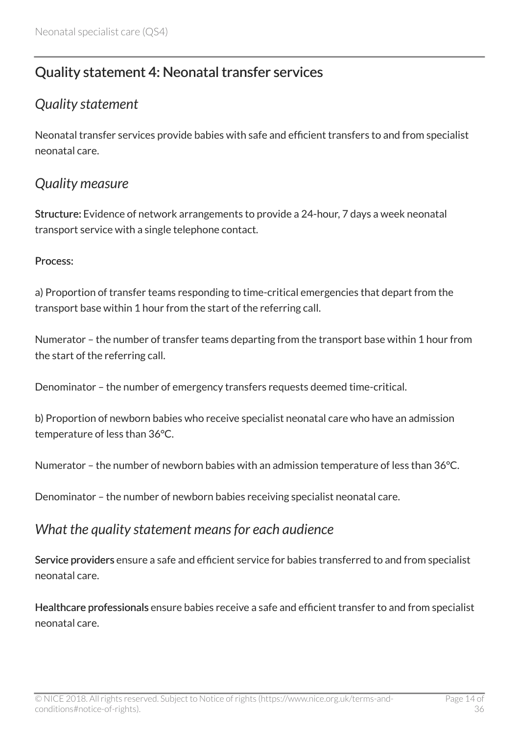## Quality statement 4: Neonatal transfer services

### *Quality statement*

Neonatal transfer services provide babies with safe and efficient transfers to and from specialist neonatal care.

### *Quality measure*

**Structure:** Evidence of network arrangements to provide a 24-hour, 7 days a week neonatal transport service with a single telephone contact.

**Process:**

a) Proportion of transfer teams responding to time-critical emergencies that depart from the transport base within 1 hour from the start of the referring call.

Numerator – the number of transfer teams departing from the transport base within 1 hour from the start of the referring call.

Denominator – the number of emergency transfers requests deemed time-critical.

b) Proportion of newborn babies who receive specialist neonatal care who have an admission temperature of less than 36°C.

Numerator – the number of newborn babies with an admission temperature of less than 36°C.

Denominator – the number of newborn babies receiving specialist neonatal care.

### *What the quality statement means for each audience*

**Service providers** ensure a safe and efficient service for babies transferred to and from specialist neonatal care.

**Healthcare professionals** ensure babies receive a safe and efficient transfer to and from specialist neonatal care.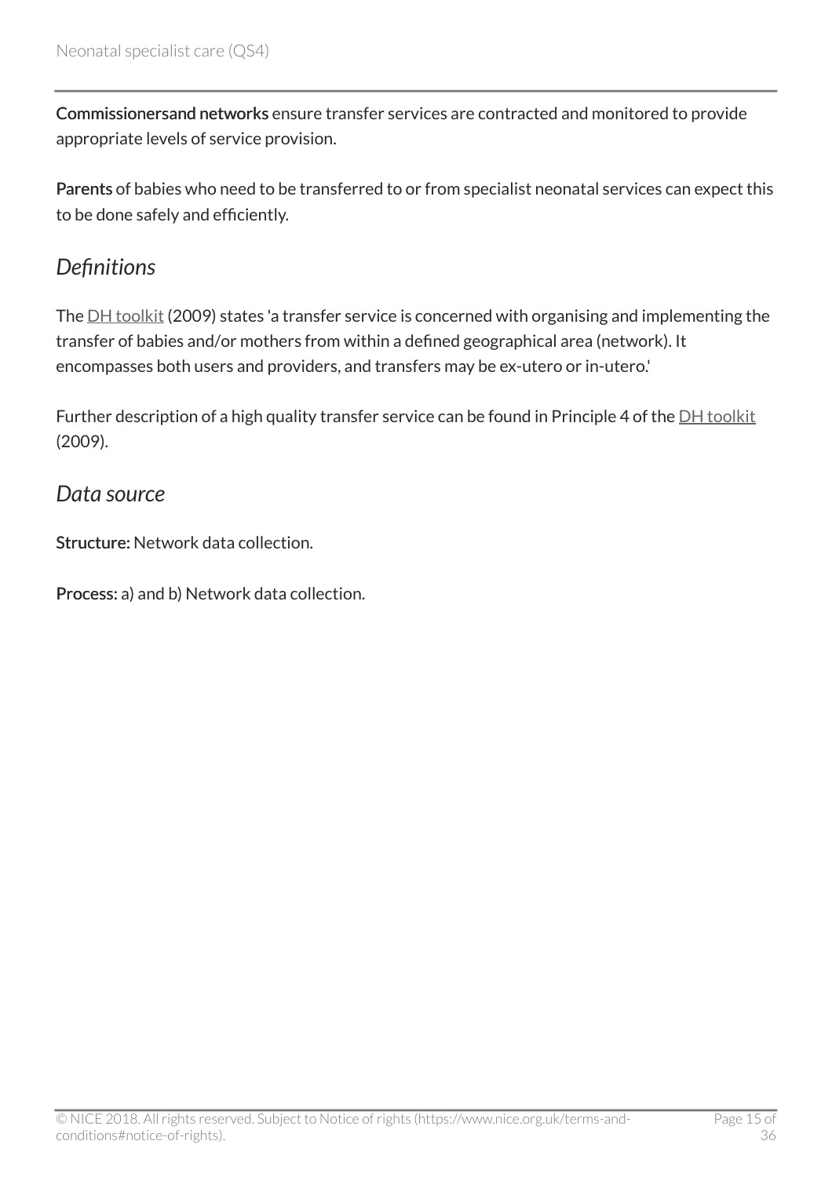**Commissionersand networks** ensure transfer services are contracted and monitored to provide appropriate levels of service provision.

**Parents** of babies who need to be transferred to or from specialist neonatal services can expect this to be done safely and efficiently.

### *Definitions*

The DH toolkit (2009) states 'a transfer service is concerned with organising and implementing the transfer of babies and/or mothers from within a defined geographical area (network). It encompasses both users and providers, and transfers may be ex-utero or in-utero.'

Further description of a high quality transfer service can be found in Principle 4 of the DH toolkit (2009).

### *Data source*

**Structure:** Network data collection.

**Process:** a) and b) Network data collection.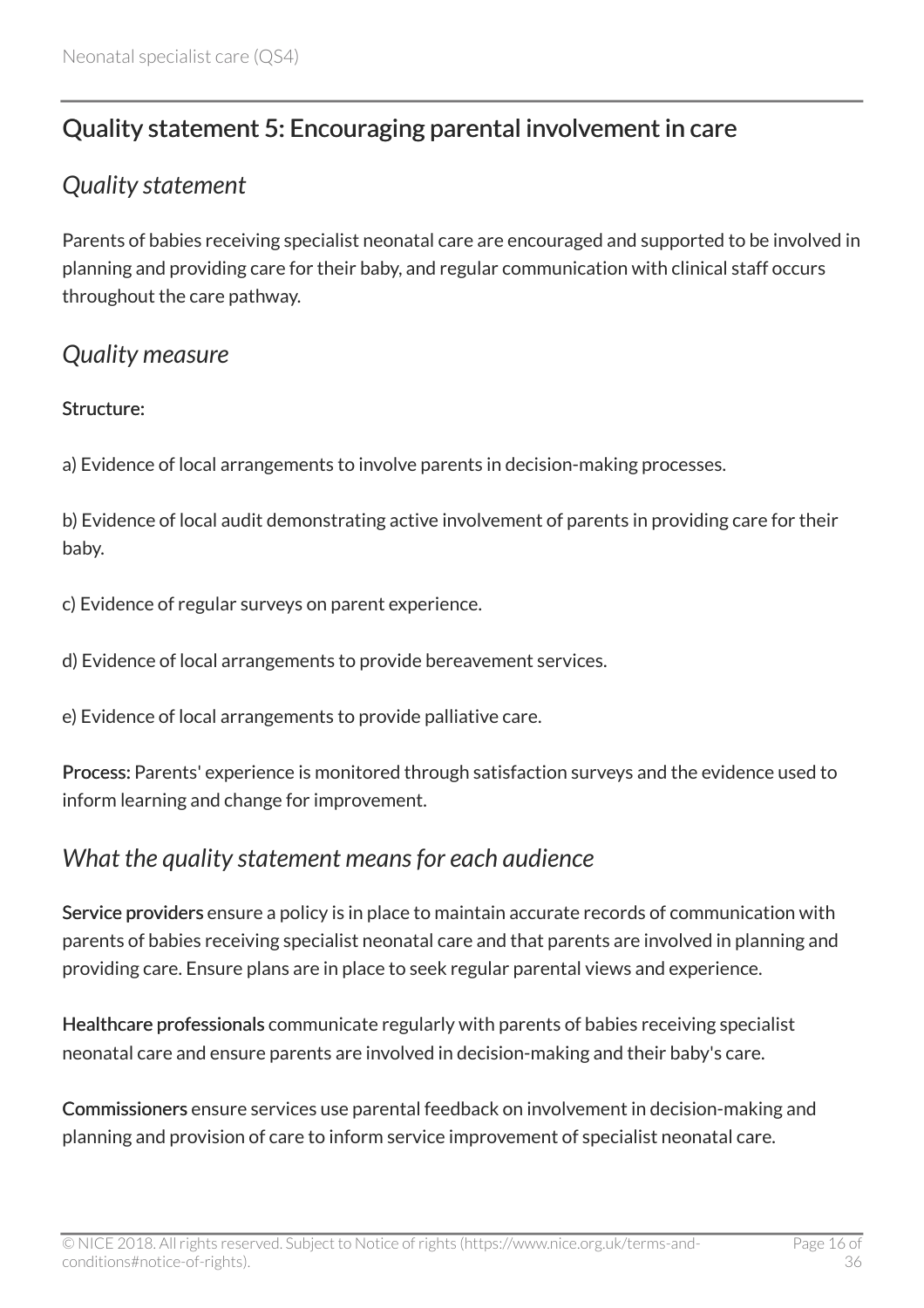## Quality statement 5: Encouraging parental involvement in care

### *Quality statement*

Parents of babies receiving specialist neonatal care are encouraged and supported to be involved in planning and providing care for their baby, and regular communication with clinical staff occurs throughout the care pathway.

### *Quality measure*

Structure:

a) Evidence of local arrangements to involve parents in decision-making processes.

b) Evidence of local audit demonstrating active involvement of parents in providing care for their baby.

c) Evidence of regular surveys on parent experience.

d) Evidence of local arrangements to provide bereavement services.

e) Evidence of local arrangements to provide palliative care.

Process: Parents' experience is monitored through satisfaction surveys and the evidence used to inform learning and change for improvement.

### *What the quality statement means for each audience*

Service providers ensure a policy is in place to maintain accurate records of communication with parents of babies receiving specialist neonatal care and that parents are involved in planning and providing care. Ensure plans are in place to seek regular parental views and experience.

Healthcare professionals communicate regularly with parents of babies receiving specialist neonatal care and ensure parents are involved in decision-making and their baby's care.

Commissioners ensure services use parental feedback on involvement in decision-making and planning and provision of care to inform service improvement of specialist neonatal care.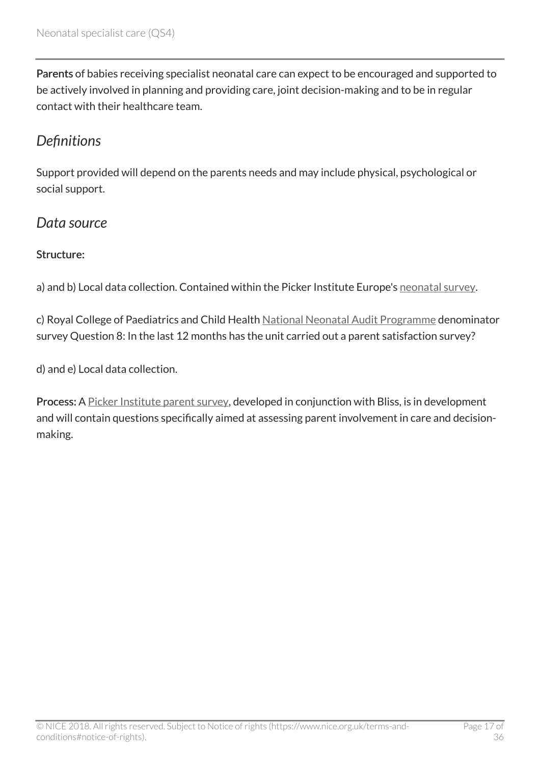**Parents** of babies receiving specialist neonatal care can expect to be encouraged and supported to be actively involved in planning and providing care, joint decision-making and to be in regular contact with their healthcare team.

## *Definitions*

Support provided will depend on the parents needs and may include physical, psychological or social support.

## *Data source*

**Structure:**

a) and b) Local data collection. Contained within the Picker Institute Europe's neonatal survey.

c) Royal College of Paediatrics and Child Health National Neonatal Audit Programme denominator survey Question 8: In the last 12 months has the unit carried out a parent satisfaction survey?

d) and e) Local data collection.

**Process:** A Picker Institute parent survey, developed in conjunction with Bliss, is in development and will contain questions specifically aimed at assessing parent involvement in care and decision-making.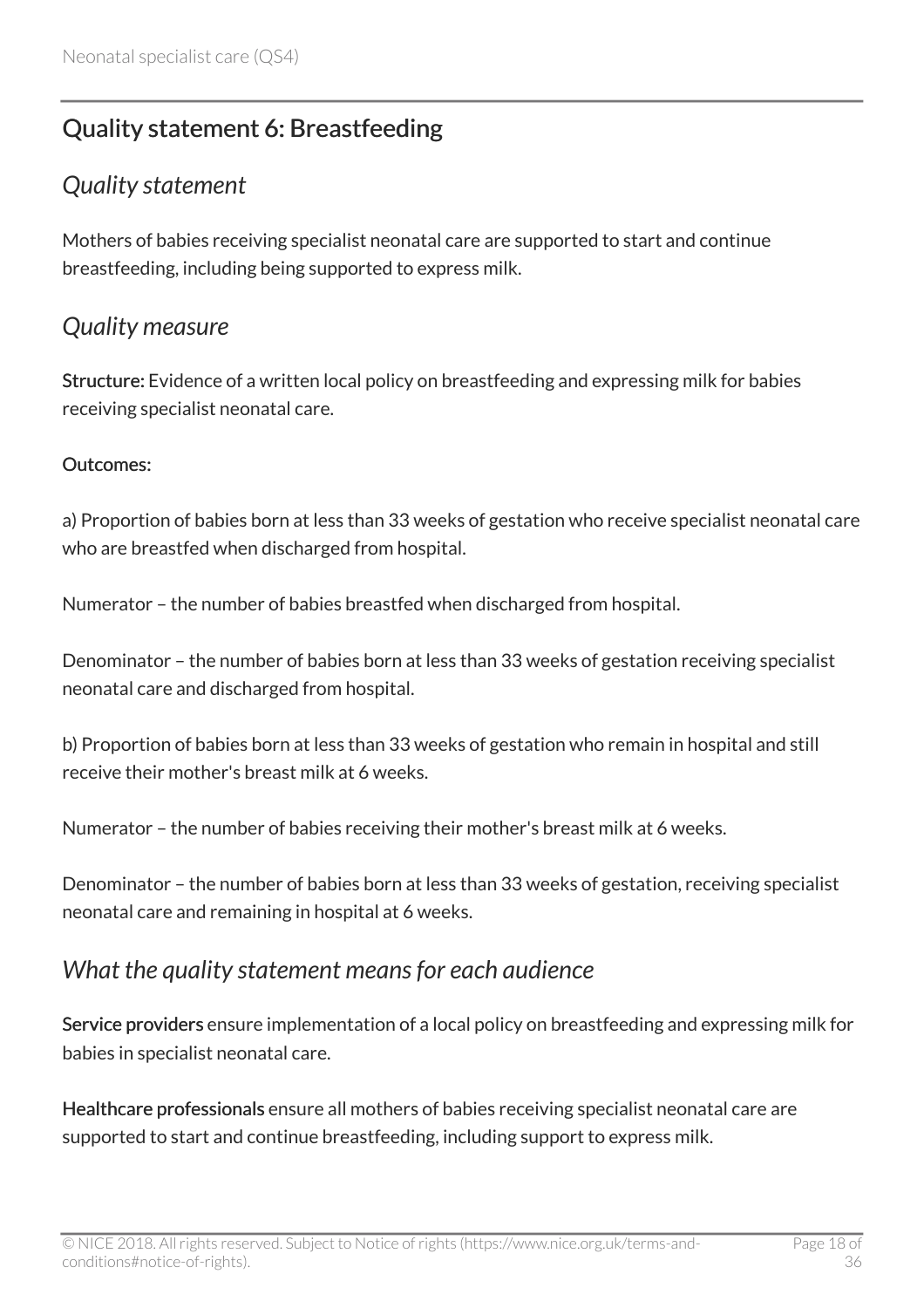## Quality statement 6: Breastfeeding

### *Quality statement*

Mothers of babies receiving specialist neonatal care are supported to start and continue breastfeeding, including being supported to express milk.

### *Quality measure*

**Structure:** Evidence of a written local policy on breastfeeding and expressing milk for babies receiving specialist neonatal care.

**Outcomes:**

a) Proportion of babies born at less than 33 weeks of gestation who receive specialist neonatal care who are breastfed when discharged from hospital.

Numerator – the number of babies breastfed when discharged from hospital.

Denominator – the number of babies born at less than 33 weeks of gestation receiving specialist neonatal care and discharged from hospital.

b) Proportion of babies born at less than 33 weeks of gestation who remain in hospital and still receive their mother's breast milk at 6 weeks.

Numerator – the number of babies receiving their mother's breast milk at 6 weeks.

Denominator – the number of babies born at less than 33 weeks of gestation, receiving specialist neonatal care and remaining in hospital at 6 weeks.

### *What the quality statement means for each audience*

**Service providers** ensure implementation of a local policy on breastfeeding and expressing milk for babies in specialist neonatal care.

**Healthcare professionals** ensure all mothers of babies receiving specialist neonatal care are supported to start and continue breastfeeding, including support to express milk.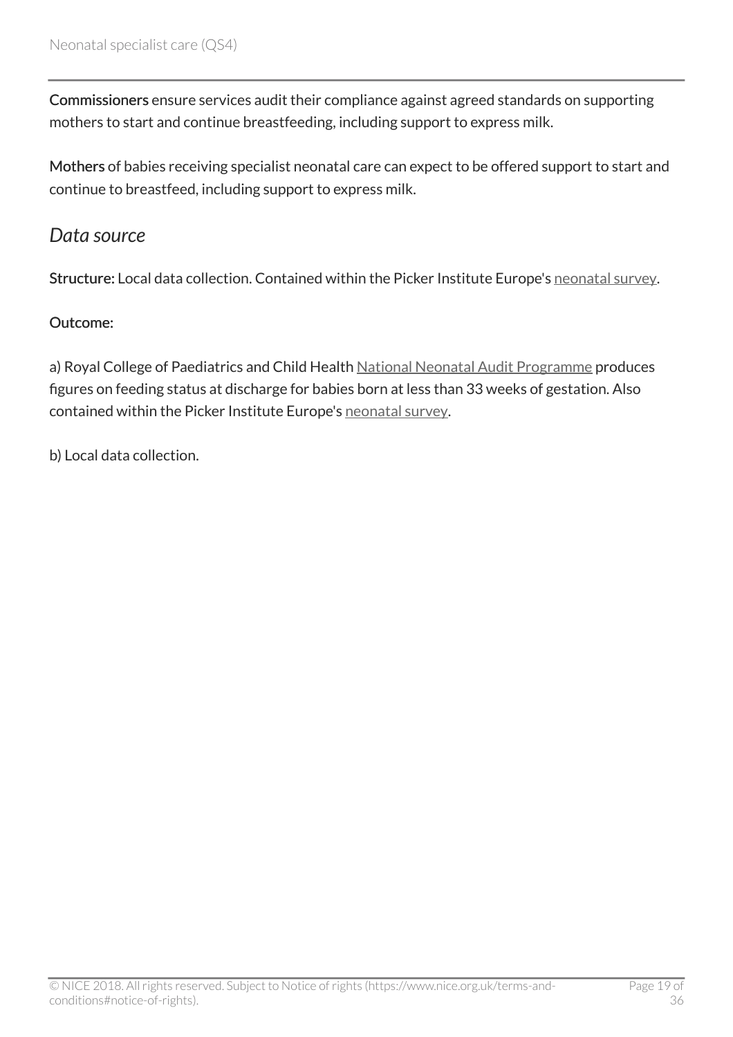**Commissioners** ensure services audit their compliance against agreed standards on supporting mothers to start and continue breastfeeding, including support to express milk.

**Mothers** of babies receiving specialist neonatal care can expect to be offered support to start and continue to breastfeed, including support to express milk.

## *Data source*

**Structure:** Local data collection. Contained within the Picker Institute Europe's neonatal survey.

**Outcome:**

a) Royal College of Paediatrics and Child Health National Neonatal Audit Programme produces figures on feeding status at discharge for babies born at less than 33 weeks of gestation. Also contained within the Picker Institute Europe's neonatal survey.

b) Local data collection.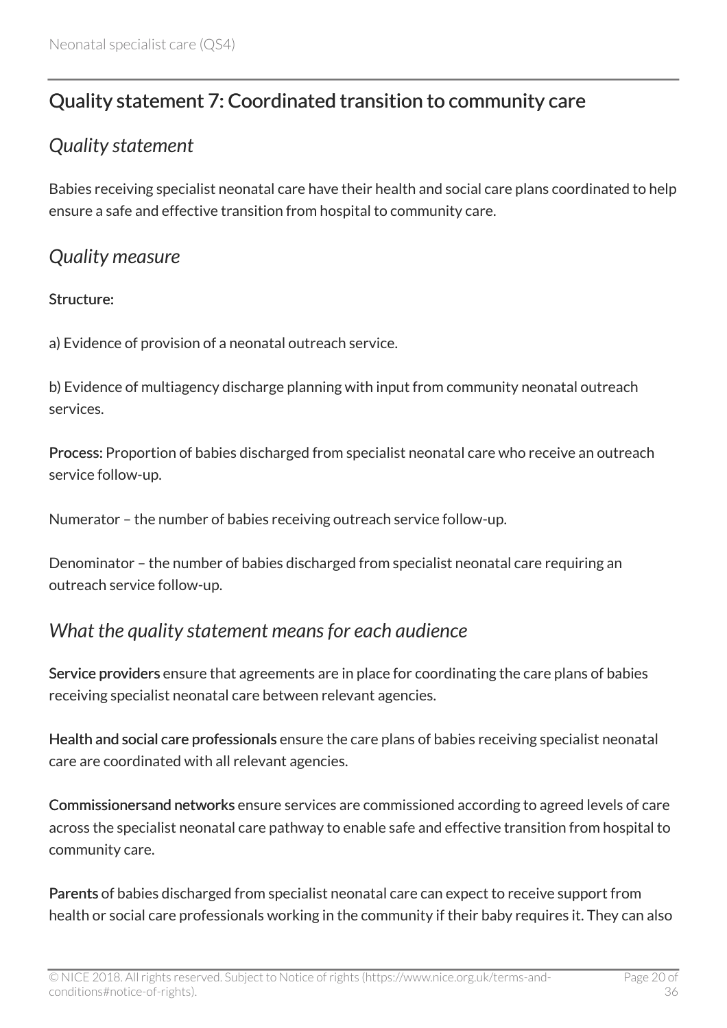## Quality statement 7: Coordinated transition to community care

### *Quality statement*

Babies receiving specialist neonatal care have their health and social care plans coordinated to help ensure a safe and effective transition from hospital to community care.

### *Quality measure*

**Structure:**

a) Evidence of provision of a neonatal outreach service.

b) Evidence of multiagency discharge planning with input from community neonatal outreach services.

**Process:** Proportion of babies discharged from specialist neonatal care who receive an outreach service follow-up.

Numerator – the number of babies receiving outreach service follow-up.

Denominator – the number of babies discharged from specialist neonatal care requiring an outreach service follow-up.

### *What the quality statement means for each audience*

**Service providers** ensure that agreements are in place for coordinating the care plans of babies receiving specialist neonatal care between relevant agencies.

**Health and social care professionals** ensure the care plans of babies receiving specialist neonatal care are coordinated with all relevant agencies.

**Commissionersand networks** ensure services are commissioned according to agreed levels of care across the specialist neonatal care pathway to enable safe and effective transition from hospital to community care.

**Parents** of babies discharged from specialist neonatal care can expect to receive support from health or social care professionals working in the community if their baby requires it. They can also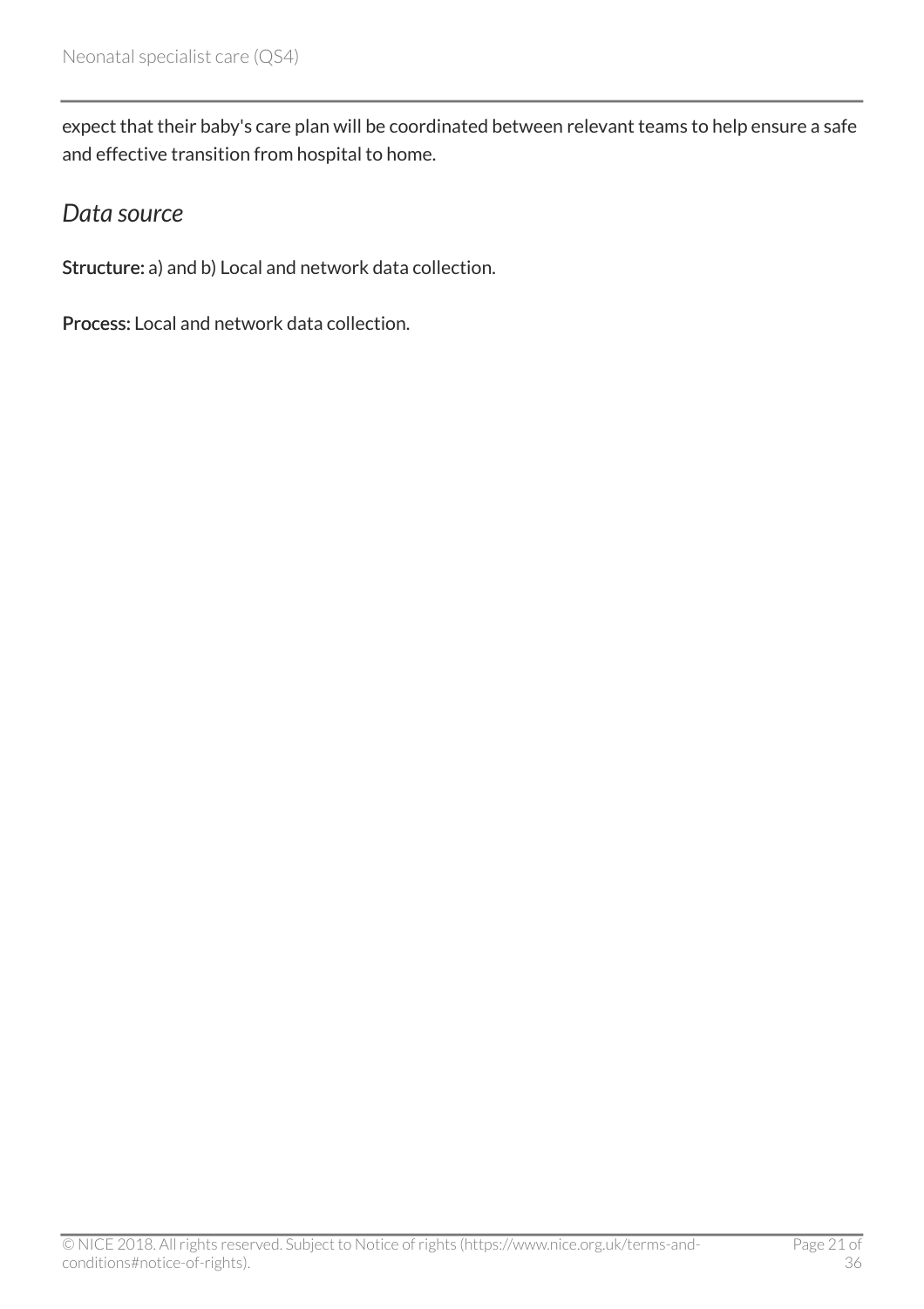expect that their baby's care plan will be coordinated between relevant teams to help ensure a safe and effective transition from hospital to home.

## *Data source*

**Structure:** a) and b) Local and network data collection.

**Process:** Local and network data collection.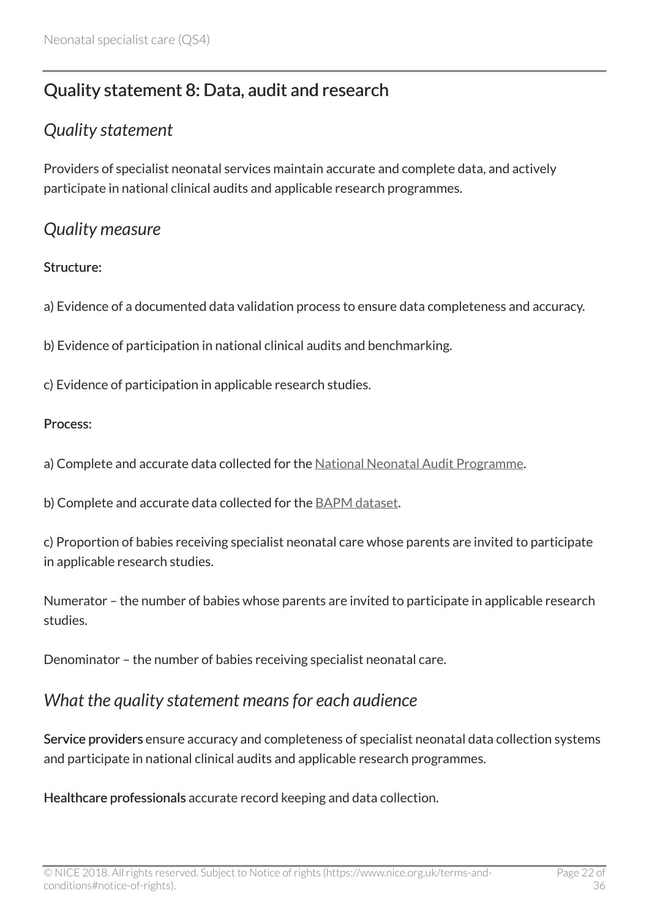## Quality statement 8: Data, audit and research

### *Quality statement*

Providers of specialist neonatal services maintain accurate and complete data, and actively participate in national clinical audits and applicable research programmes.

### *Quality measure*

**Structure:**

a) Evidence of a documented data validation process to ensure data completeness and accuracy.

b) Evidence of participation in national clinical audits and benchmarking.

c) Evidence of participation in applicable research studies.

**Process:**

a) Complete and accurate data collected for the National Neonatal Audit Programme.

b) Complete and accurate data collected for the BAPM dataset.

c) Proportion of babies receiving specialist neonatal care whose parents are invited to participate in applicable research studies.

Numerator – the number of babies whose parents are invited to participate in applicable research studies.

Denominator – the number of babies receiving specialist neonatal care.

### *What the quality statement means for each audience*

**Service providers** ensure accuracy and completeness of specialist neonatal data collection systems and participate in national clinical audits and applicable research programmes.

**Healthcare professionals** accurate record keeping and data collection.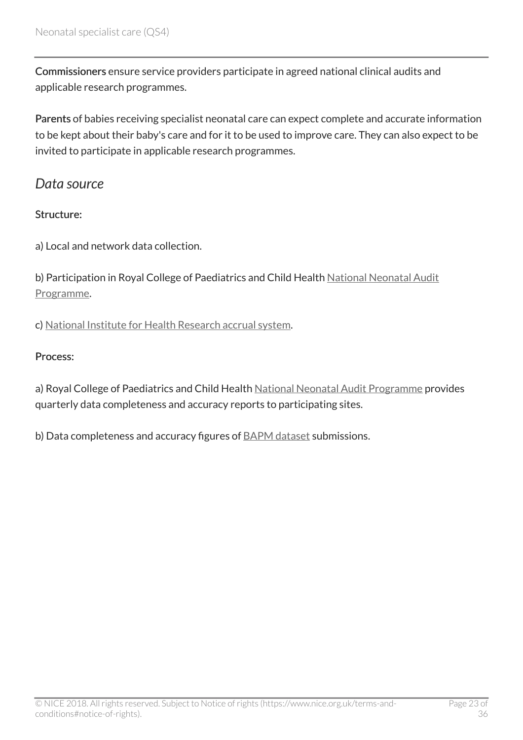**Commissioners** ensure service providers participate in agreed national clinical audits and applicable research programmes.

**Parents** of babies receiving specialist neonatal care can expect complete and accurate information to be kept about their baby's care and for it to be used to improve care. They can also expect to be invited to participate in applicable research programmes.

### *Data source*

Structure:

a) Local and network data collection.

b) Participation in Royal College of Paediatrics and Child Health National Neonatal Audit Programme.

c) National Institute for Health Research accrual system.

Process:

a) Royal College of Paediatrics and Child Health National Neonatal Audit Programme provides quarterly data completeness and accuracy reports to participating sites.

b) Data completeness and accuracy figures of BAPM dataset submissions.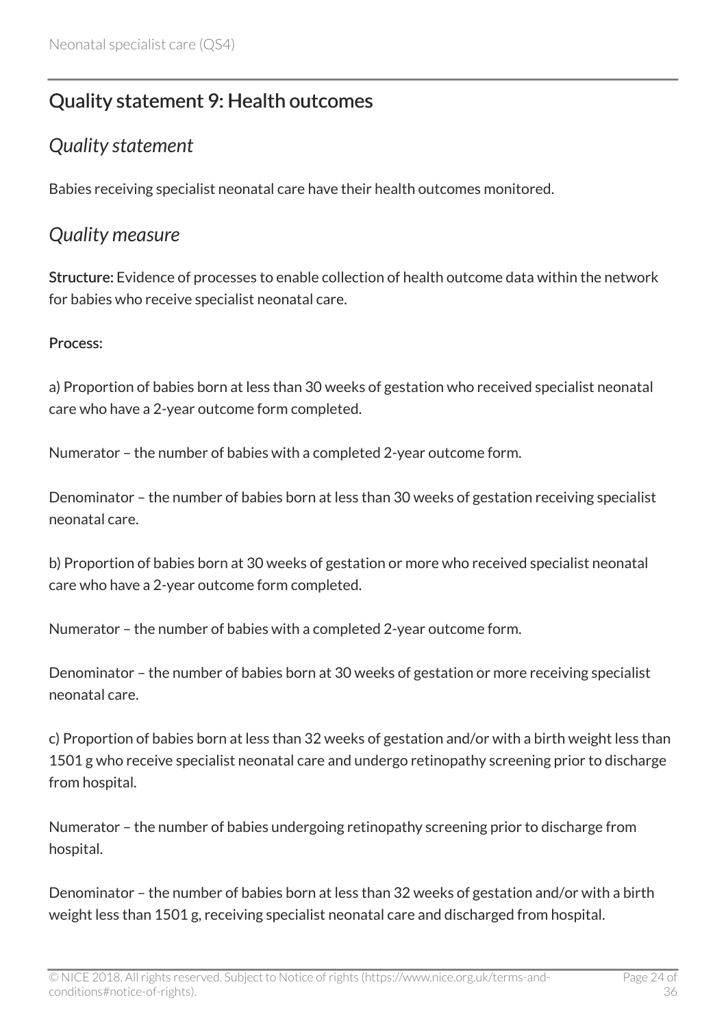## Quality statement 9: Health outcomes

### *Quality statement*

Babies receiving specialist neonatal care have their health outcomes monitored.

### *Quality measure*

**Structure:** Evidence of processes to enable collection of health outcome data within the network for babies who receive specialist neonatal care.

**Process:**

a) Proportion of babies born at less than 30 weeks of gestation who received specialist neonatal care who have a 2-year outcome form completed.

Numerator – the number of babies with a completed 2-year outcome form.

Denominator – the number of babies born at less than 30 weeks of gestation receiving specialist neonatal care.

b) Proportion of babies born at 30 weeks of gestation or more who received specialist neonatal care who have a 2-year outcome form completed.

Numerator – the number of babies with a completed 2-year outcome form.

Denominator – the number of babies born at 30 weeks of gestation or more receiving specialist neonatal care.

c) Proportion of babies born at less than 32 weeks of gestation and/or with a birth weight less than 1501 g who receive specialist neonatal care and undergo retinopathy screening prior to discharge from hospital.

Numerator – the number of babies undergoing retinopathy screening prior to discharge from hospital.

Denominator – the number of babies born at less than 32 weeks of gestation and/or with a birth weight less than 1501 g, receiving specialist neonatal care and discharged from hospital.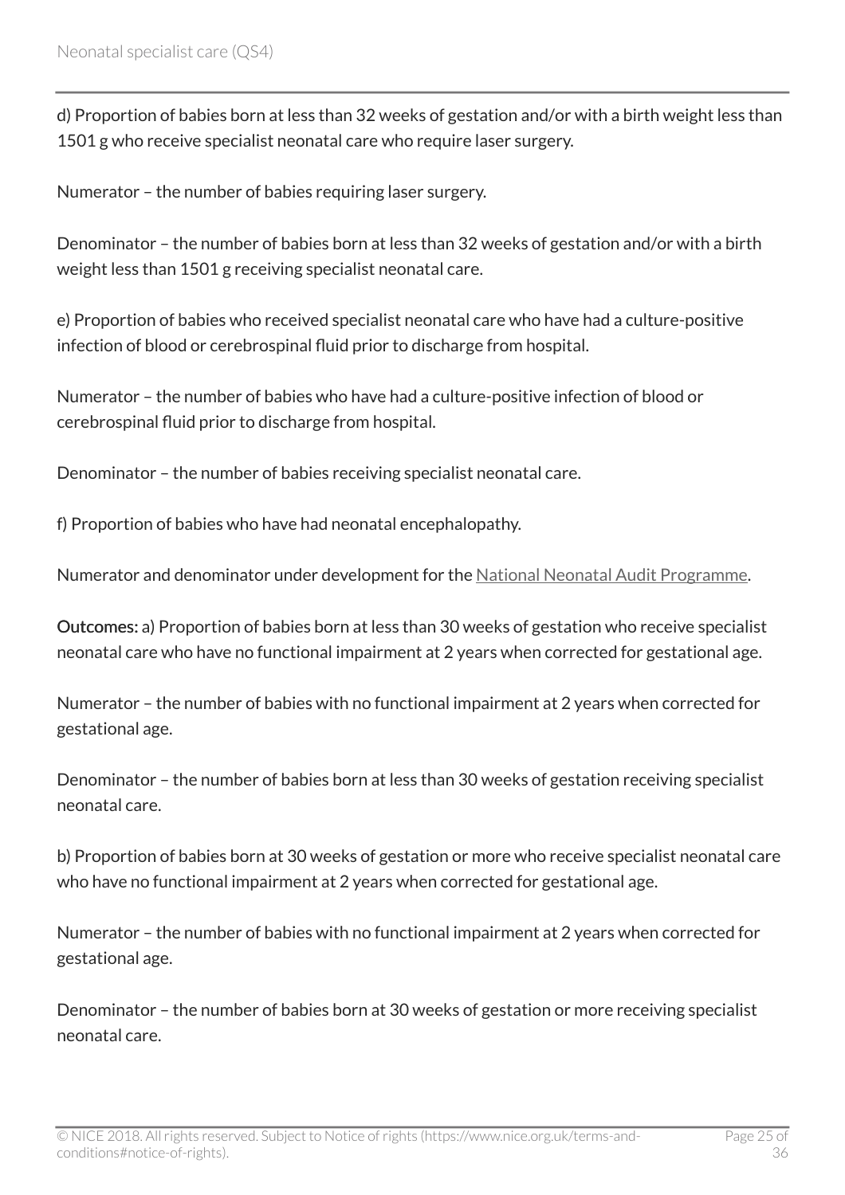d) Proportion of babies born at less than 32 weeks of gestation and/or with a birth weight less than 1501 g who receive specialist neonatal care who require laser surgery.

Numerator – the number of babies requiring laser surgery.

Denominator – the number of babies born at less than 32 weeks of gestation and/or with a birth weight less than 1501 g receiving specialist neonatal care.

e) Proportion of babies who received specialist neonatal care who have had a culture-positive infection of blood or cerebrospinal fluid prior to discharge from hospital.

Numerator – the number of babies who have had a culture-positive infection of blood or cerebrospinal fluid prior to discharge from hospital.

Denominator – the number of babies receiving specialist neonatal care.

f) Proportion of babies who have had neonatal encephalopathy.

Numerator and denominator under development for the National Neonatal Audit Programme.

**Outcomes:** a) Proportion of babies born at less than 30 weeks of gestation who receive specialist neonatal care who have no functional impairment at 2 years when corrected for gestational age.

Numerator – the number of babies with no functional impairment at 2 years when corrected for gestational age.

Denominator – the number of babies born at less than 30 weeks of gestation receiving specialist neonatal care.

b) Proportion of babies born at 30 weeks of gestation or more who receive specialist neonatal care who have no functional impairment at 2 years when corrected for gestational age.

Numerator – the number of babies with no functional impairment at 2 years when corrected for gestational age.

Denominator – the number of babies born at 30 weeks of gestation or more receiving specialist neonatal care.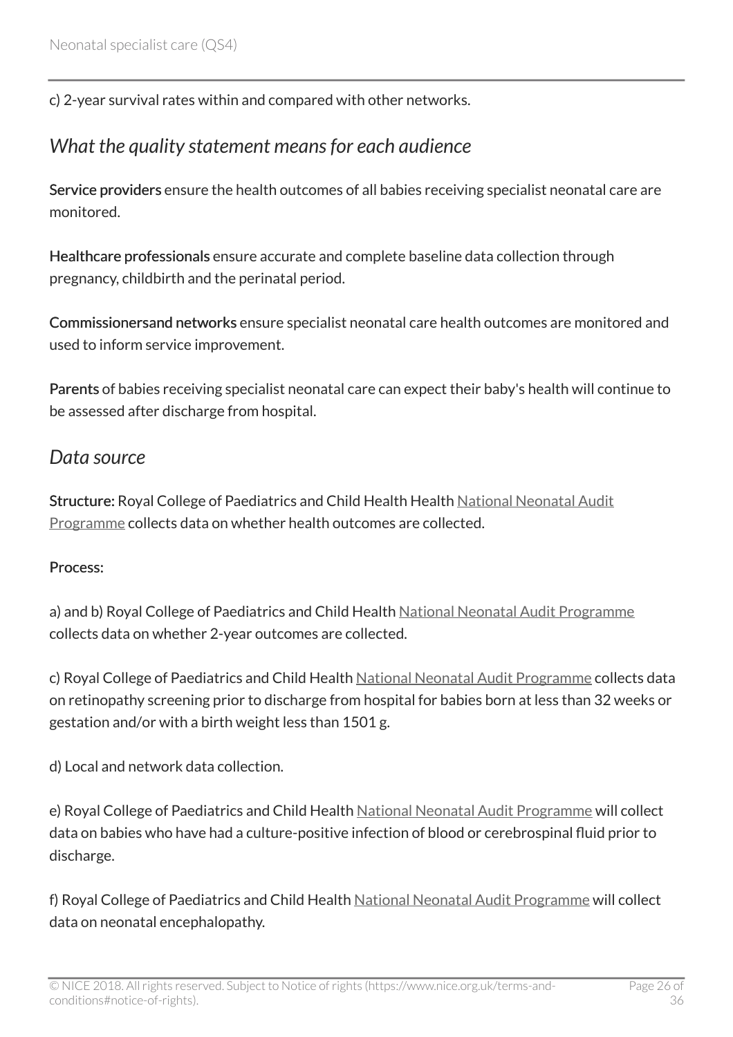c) 2-year survival rates within and compared with other networks.

## *What the quality statement means for each audience*

**Service providers** ensure the health outcomes of all babies receiving specialist neonatal care are monitored.

**Healthcare professionals** ensure accurate and complete baseline data collection through pregnancy, childbirth and the perinatal period.

**Commissionersand networks** ensure specialist neonatal care health outcomes are monitored and used to inform service improvement.

**Parents** of babies receiving specialist neonatal care can expect their baby's health will continue to be assessed after discharge from hospital.

## *Data source*

**Structure:** Royal College of Paediatrics and Child Health Health National Neonatal Audit Programme collects data on whether health outcomes are collected.

**Process:**

a) and b) Royal College of Paediatrics and Child Health National Neonatal Audit Programme collects data on whether 2-year outcomes are collected.

c) Royal College of Paediatrics and Child Health National Neonatal Audit Programme collects data on retinopathy screening prior to discharge from hospital for babies born at less than 32 weeks or gestation and/or with a birth weight less than 1501 g.

d) Local and network data collection.

e) Royal College of Paediatrics and Child Health National Neonatal Audit Programme will collect data on babies who have had a culture-positive infection of blood or cerebrospinal fluid prior to discharge.

f) Royal College of Paediatrics and Child Health National Neonatal Audit Programme will collect data on neonatal encephalopathy.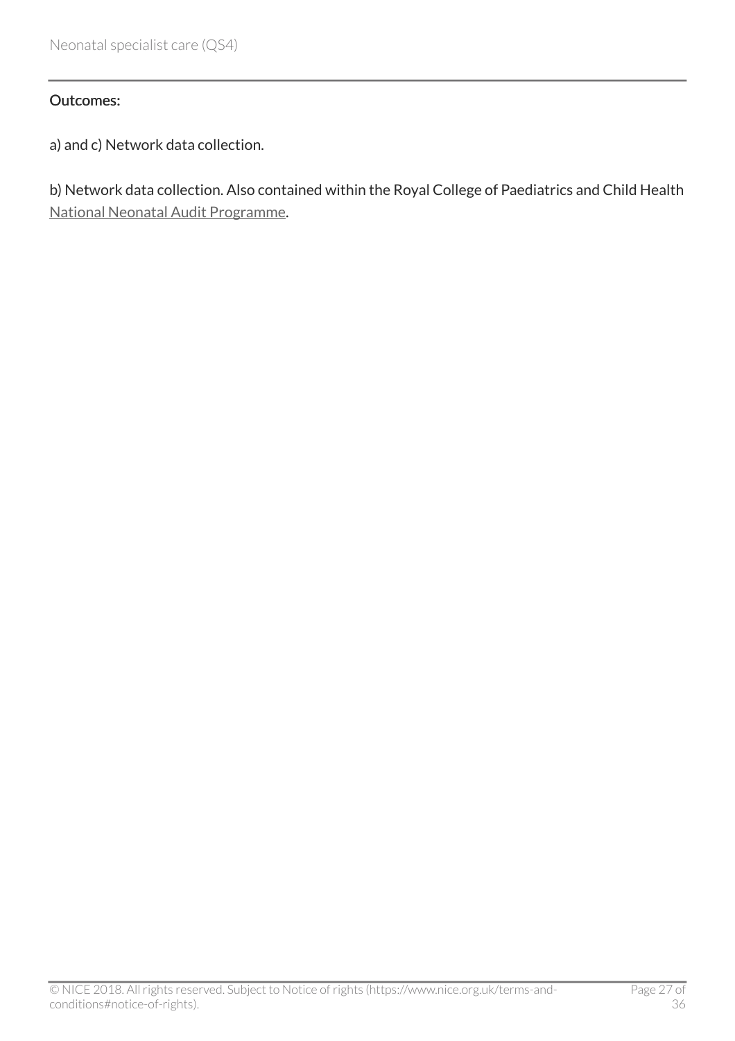Outcomes:

a) and c) Network data collection.

b) Network data collection. Also contained within the Royal College of Paediatrics and Child Health National Neonatal Audit Programme.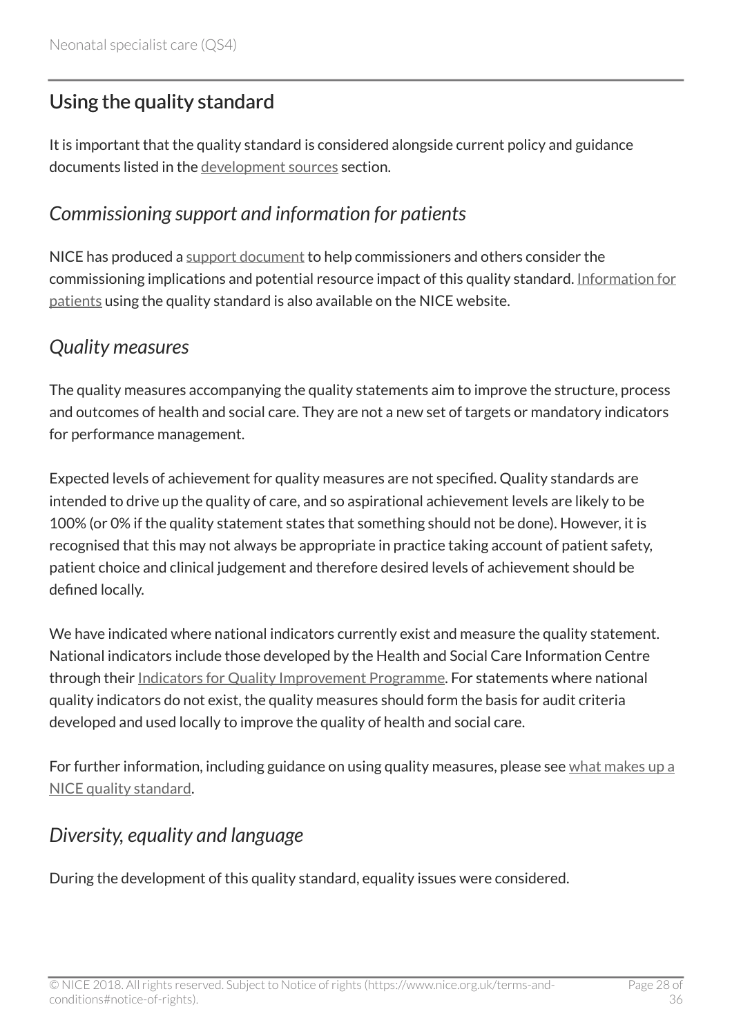## Using the quality standard

It is important that the quality standard is considered alongside current policy and guidance documents listed in the development sources section.

### *Commissioning support and information for patients*

NICE has produced a support document to help commissioners and others consider the commissioning implications and potential resource impact of this quality standard. Information for patients using the quality standard is also available on the NICE website.

### *Quality measures*

The quality measures accompanying the quality statements aim to improve the structure, process and outcomes of health and social care. They are not a new set of targets or mandatory indicators for performance management.

Expected levels of achievement for quality measures are not specified. Quality standards are intended to drive up the quality of care, and so aspirational achievement levels are likely to be 100% (or 0% if the quality statement states that something should not be done). However, it is recognised that this may not always be appropriate in practice taking account of patient safety, patient choice and clinical judgement and therefore desired levels of achievement should be defined locally.

We have indicated where national indicators currently exist and measure the quality statement. National indicators include those developed by the Health and Social Care Information Centre through their Indicators for Quality Improvement Programme. For statements where national quality indicators do not exist, the quality measures should form the basis for audit criteria developed and used locally to improve the quality of health and social care.

For further information, including guidance on using quality measures, please see what makes up a NICE quality standard.

### *Diversity, equality and language*

During the development of this quality standard, equality issues were considered.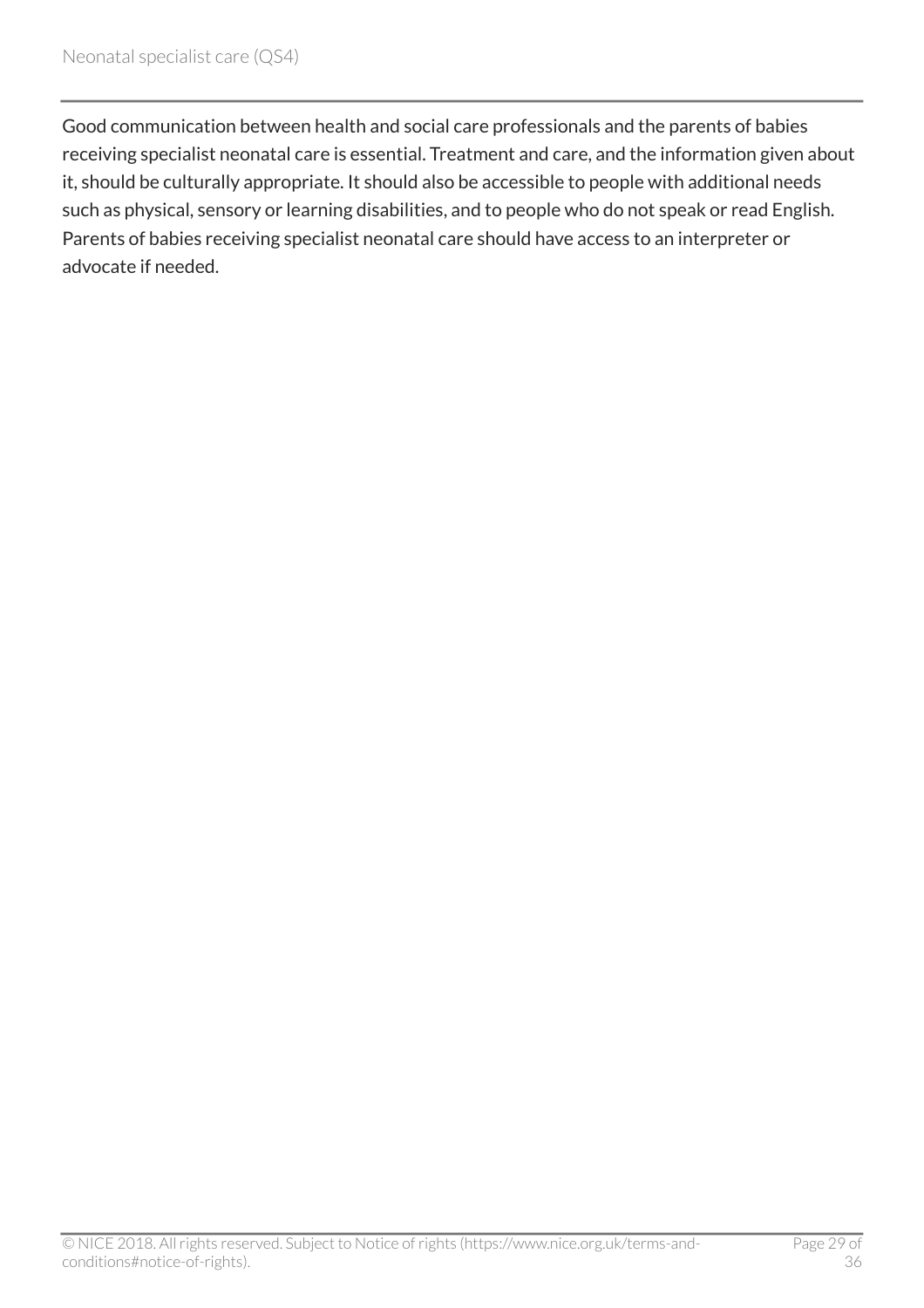Good communication between health and social care professionals and the parents of babies receiving specialist neonatal care is essential. Treatment and care, and the information given about it, should be culturally appropriate. It should also be accessible to people with additional needs such as physical, sensory or learning disabilities, and to people who do not speak or read English. Parents of babies receiving specialist neonatal care should have access to an interpreter or advocate if needed.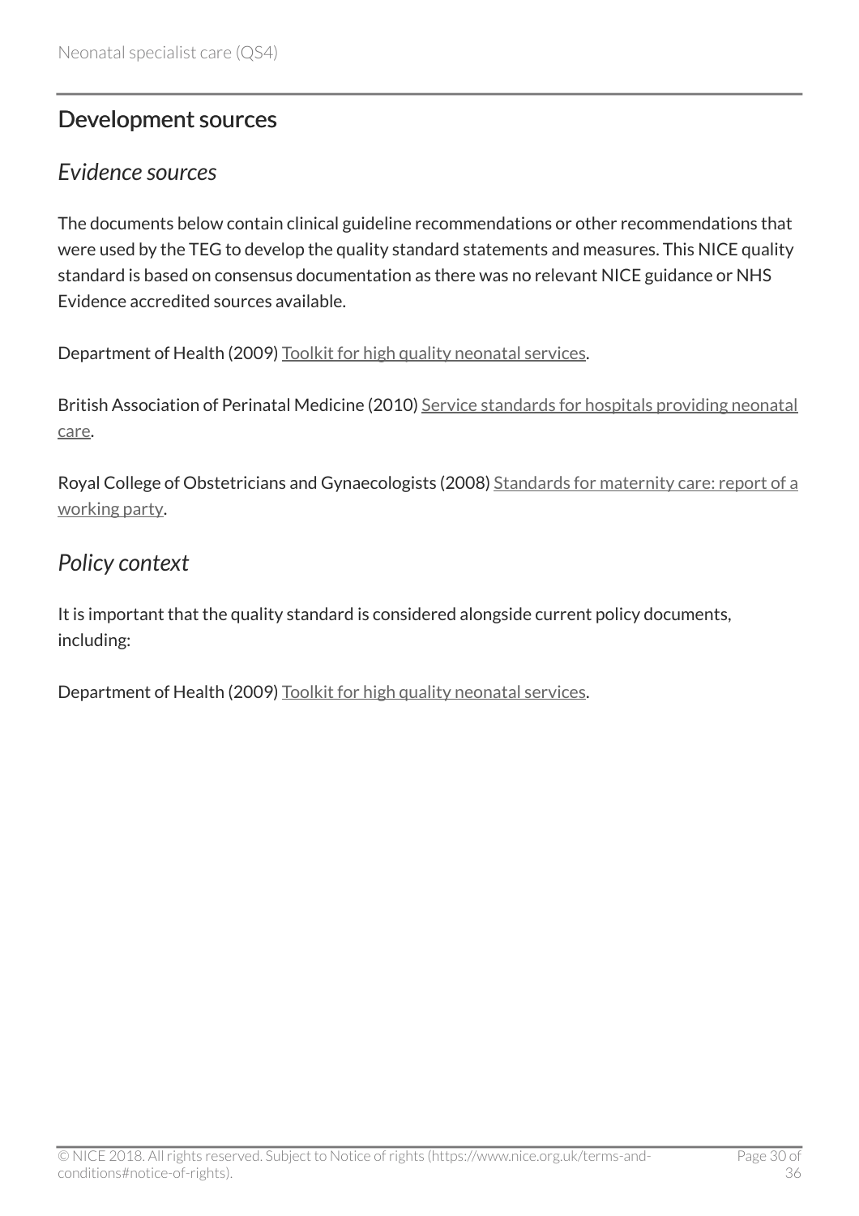## Development sources

### *Evidence sources*

The documents below contain clinical guideline recommendations or other recommendations that were used by the TEG to develop the quality standard statements and measures. This NICE quality standard is based on consensus documentation as there was no relevant NICE guidance or NHS Evidence accredited sources available.

Department of Health (2009) Toolkit for high quality neonatal services.

British Association of Perinatal Medicine (2010) Service standards for hospitals providing neonatal care.

Royal College of Obstetricians and Gynaecologists (2008) Standards for maternity care: report of a working party.

### *Policy context*

It is important that the quality standard is considered alongside current policy documents, including:

Department of Health (2009) Toolkit for high quality neonatal services.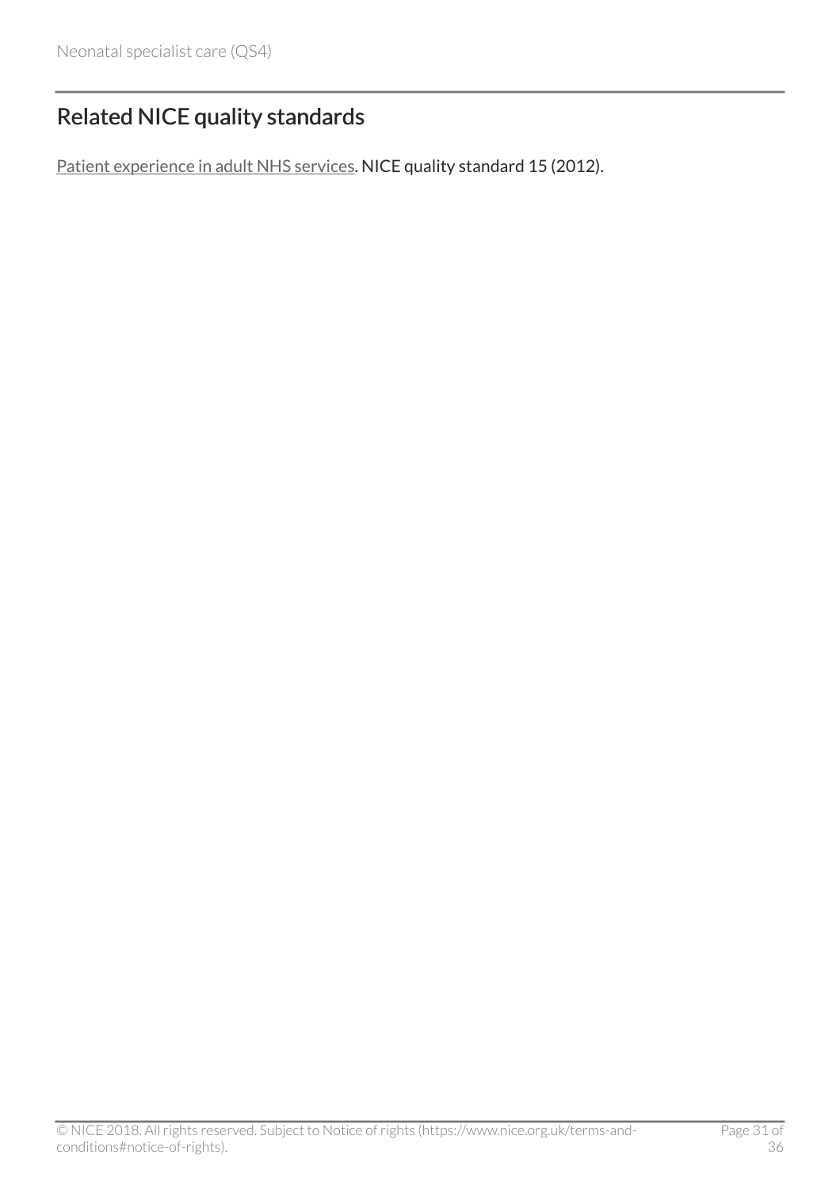## Related NICE quality standards

Patient experience in adult NHS services. NICE quality standard 15 (2012).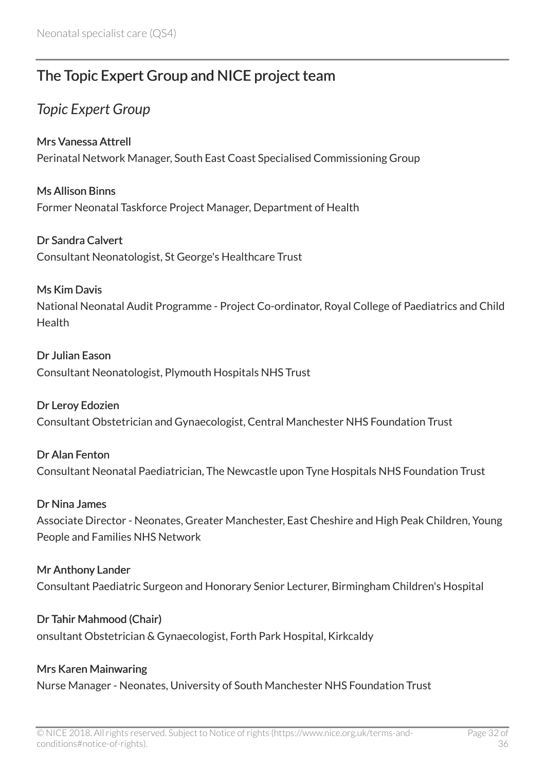## The Topic Expert Group and NICE project team

### *Topic Expert Group*

Mrs Vanessa Attrell
Perinatal Network Manager, South East Coast Specialised Commissioning Group

Ms Allison Binns
Former Neonatal Taskforce Project Manager, Department of Health

Dr Sandra Calvert
Consultant Neonatologist, St George's Healthcare Trust

Ms Kim Davis
National Neonatal Audit Programme - Project Co-ordinator, Royal College of Paediatrics and Child Health

Dr Julian Eason
Consultant Neonatologist, Plymouth Hospitals NHS Trust

Dr Leroy Edozien
Consultant Obstetrician and Gynaecologist, Central Manchester NHS Foundation Trust

Dr Alan Fenton
Consultant Neonatal Paediatrician, The Newcastle upon Tyne Hospitals NHS Foundation Trust

Dr Nina James
Associate Director - Neonates, Greater Manchester, East Cheshire and High Peak Children, Young People and Families NHS Network

Mr Anthony Lander
Consultant Paediatric Surgeon and Honorary Senior Lecturer, Birmingham Children's Hospital

Dr Tahir Mahmood (Chair)
onsultant Obstetrician & Gynaecologist, Forth Park Hospital, Kirkcaldy

Mrs Karen Mainwaring
Nurse Manager - Neonates, University of South Manchester NHS Foundation Trust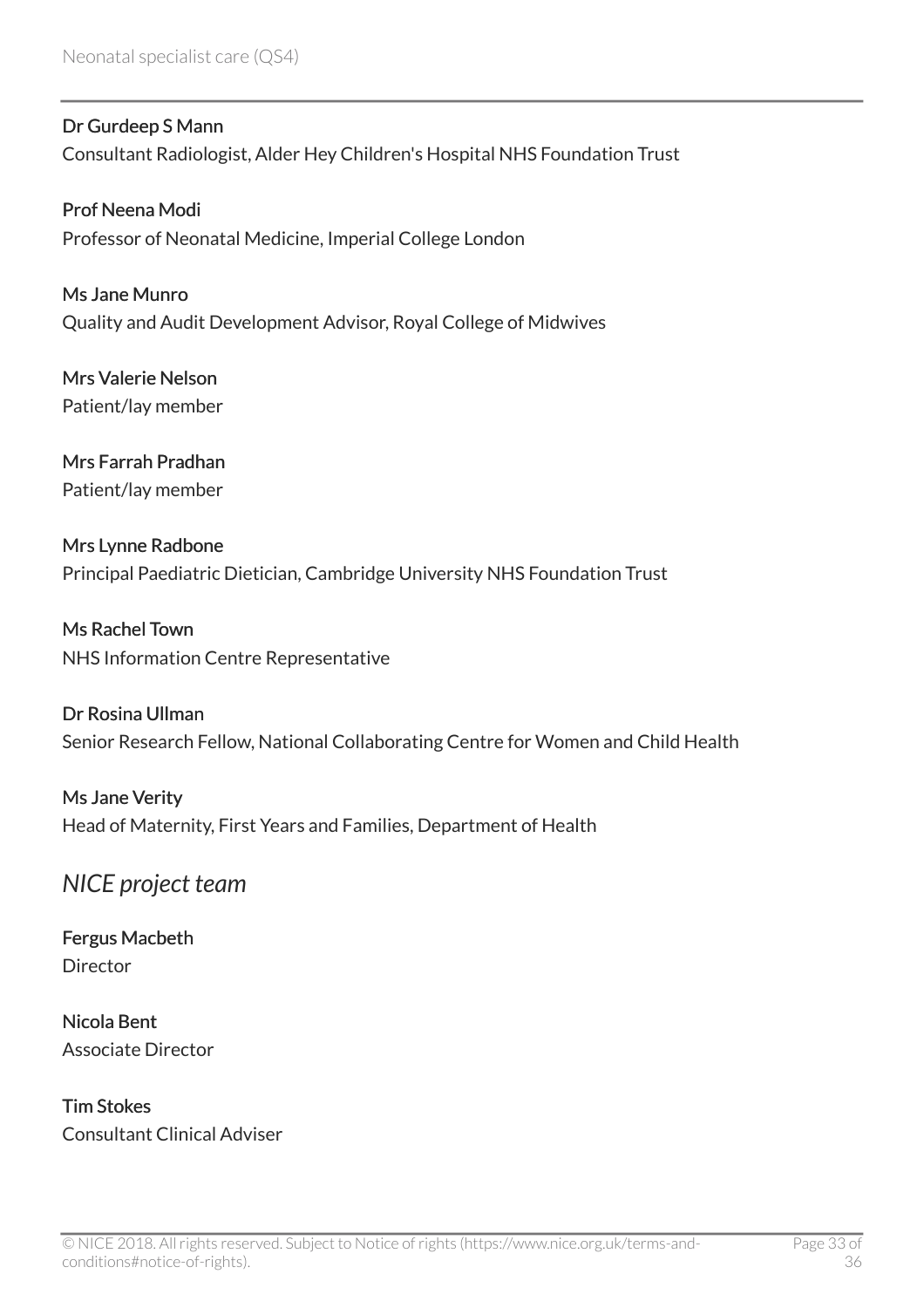**Dr Gurdeep S Mann**
Consultant Radiologist, Alder Hey Children's Hospital NHS Foundation Trust

**Prof Neena Modi**
Professor of Neonatal Medicine, Imperial College London

**Ms Jane Munro**
Quality and Audit Development Advisor, Royal College of Midwives

**Mrs Valerie Nelson**
Patient/lay member

**Mrs Farrah Pradhan**
Patient/lay member

**Mrs Lynne Radbone**
Principal Paediatric Dietician, Cambridge University NHS Foundation Trust

**Ms Rachel Town**
NHS Information Centre Representative

**Dr Rosina Ullman**
Senior Research Fellow, National Collaborating Centre for Women and Child Health

**Ms Jane Verity**
Head of Maternity, First Years and Families, Department of Health

## *NICE project team*

**Fergus Macbeth**
Director

**Nicola Bent**
Associate Director

**Tim Stokes**
Consultant Clinical Adviser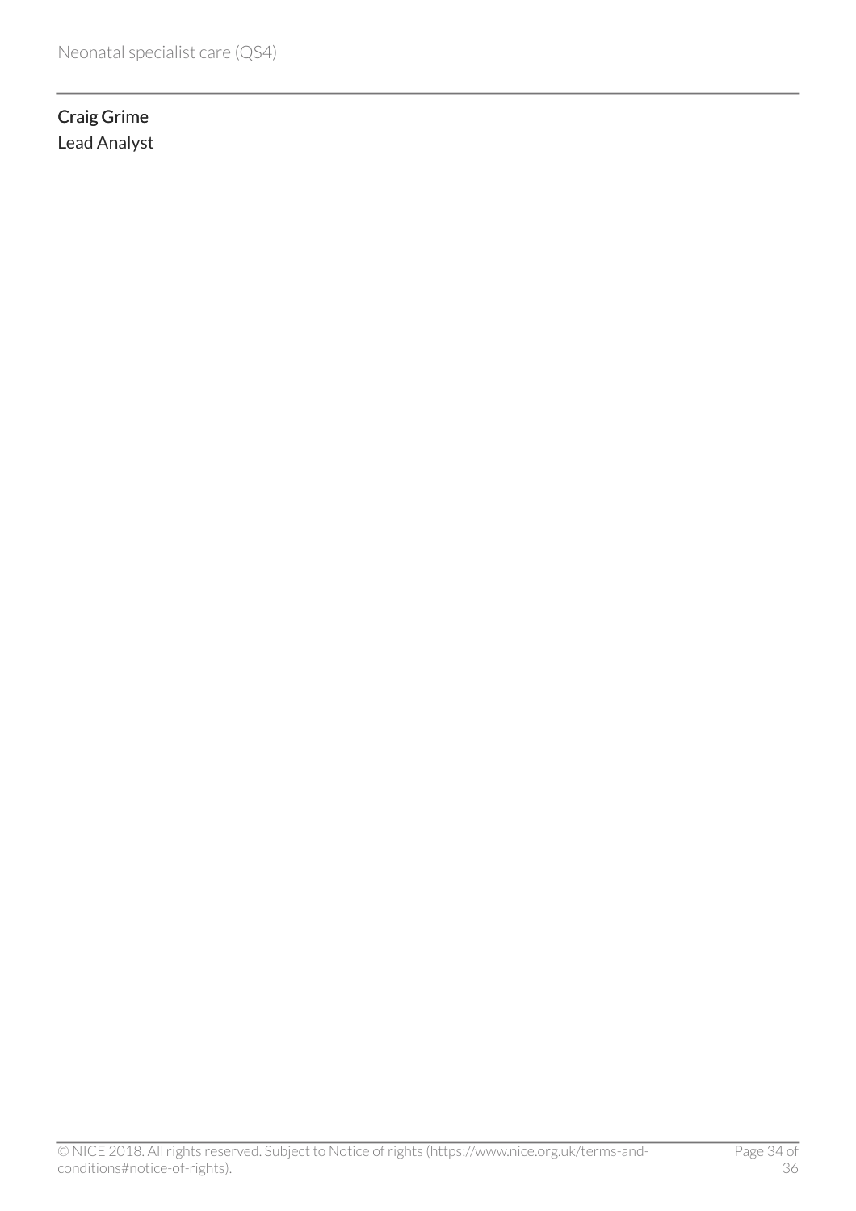**Craig Grime**
Lead Analyst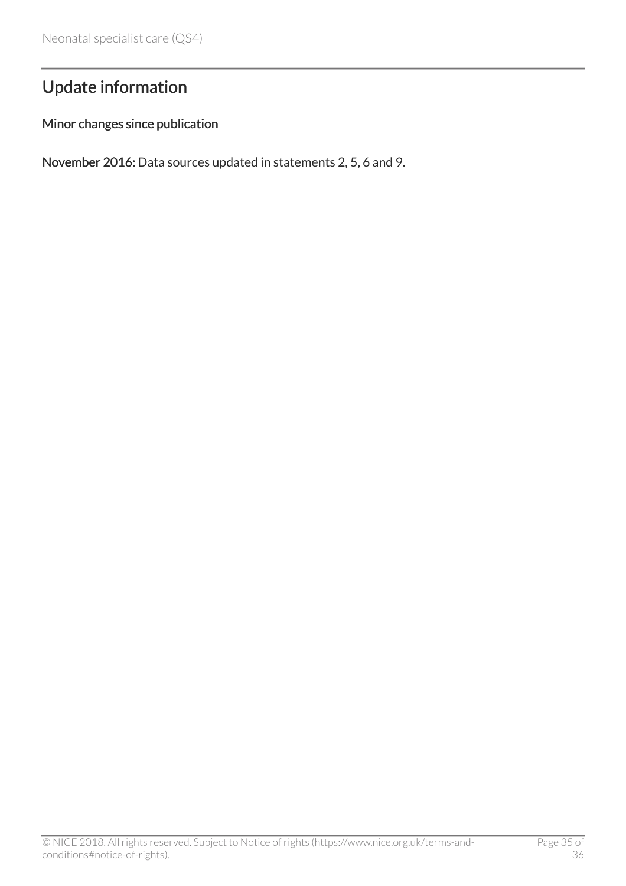# Update information

**Minor changes since publication**

**November 2016:** Data sources updated in statements 2, 5, 6 and 9.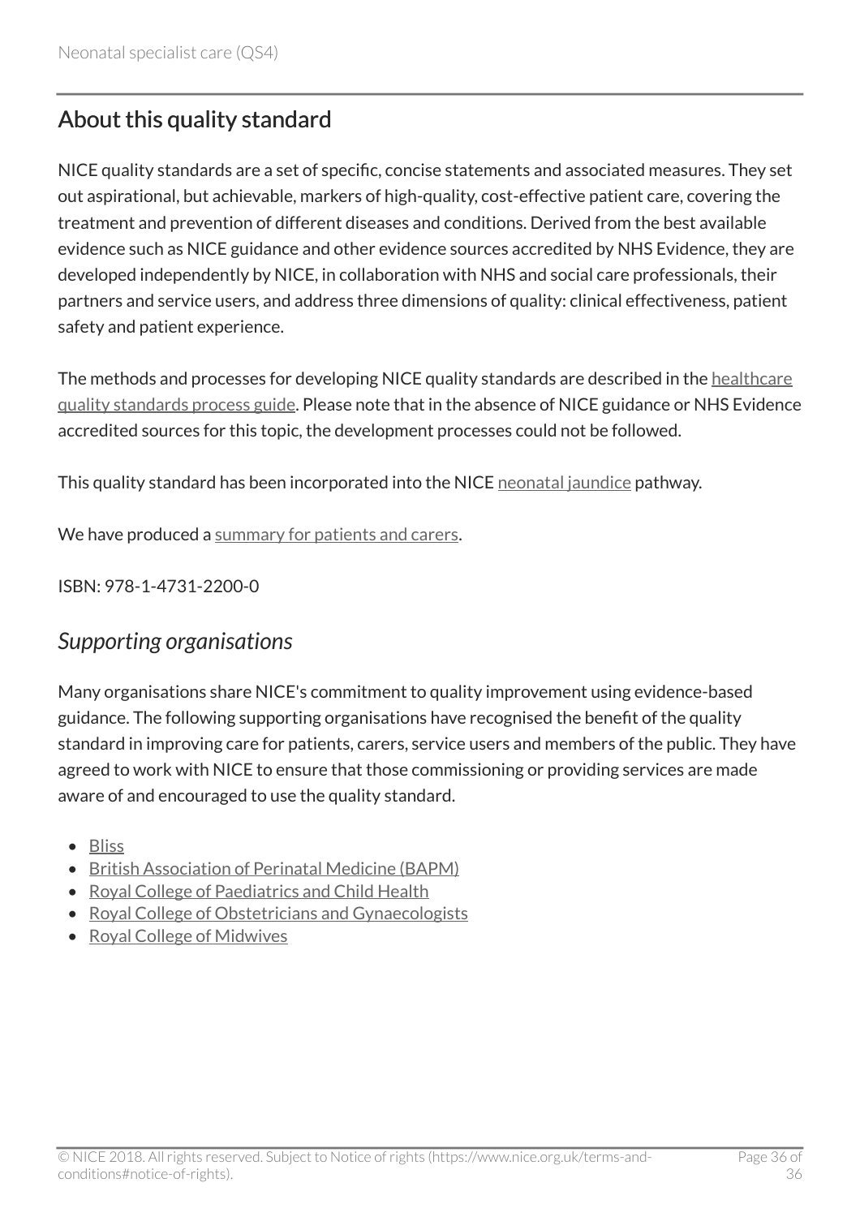## About this quality standard

NICE quality standards are a set of specific, concise statements and associated measures. They set out aspirational, but achievable, markers of high-quality, cost-effective patient care, covering the treatment and prevention of different diseases and conditions. Derived from the best available evidence such as NICE guidance and other evidence sources accredited by NHS Evidence, they are developed independently by NICE, in collaboration with NHS and social care professionals, their partners and service users, and address three dimensions of quality: clinical effectiveness, patient safety and patient experience.

The methods and processes for developing NICE quality standards are described in the healthcare quality standards process guide. Please note that in the absence of NICE guidance or NHS Evidence accredited sources for this topic, the development processes could not be followed.

This quality standard has been incorporated into the NICE neonatal jaundice pathway.

We have produced a summary for patients and carers.

ISBN: 978-1-4731-2200-0

### *Supporting organisations*

Many organisations share NICE's commitment to quality improvement using evidence-based guidance. The following supporting organisations have recognised the benefit of the quality standard in improving care for patients, carers, service users and members of the public. They have agreed to work with NICE to ensure that those commissioning or providing services are made aware of and encouraged to use the quality standard.

- Bliss
- British Association of Perinatal Medicine (BAPM)
- Royal College of Paediatrics and Child Health
- Royal College of Obstetricians and Gynaecologists
- Royal College of Midwives